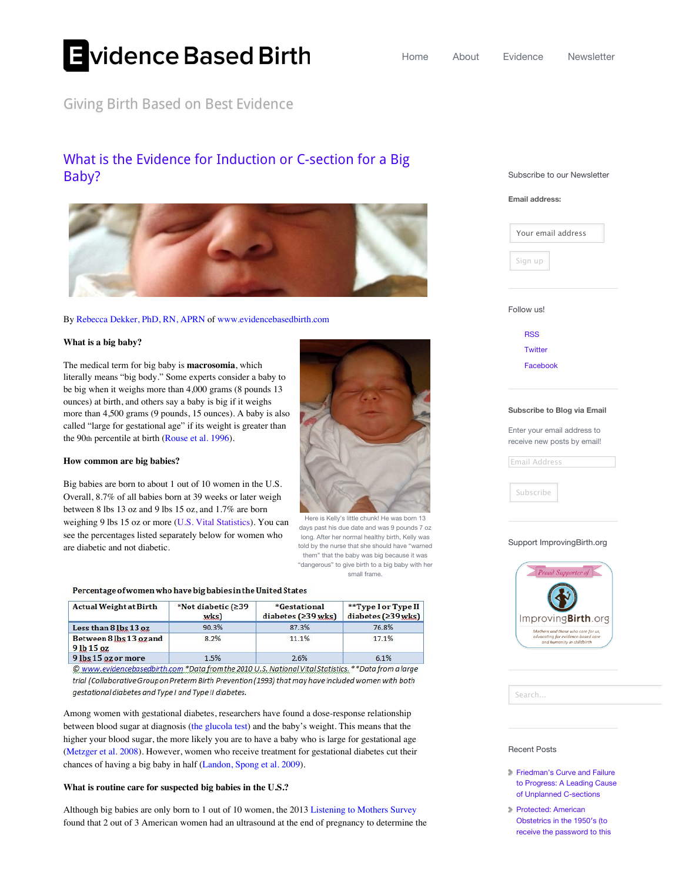# Evidence Based Birth

Home About Evidence Newsletter

Giving Birth Based on Best Evidence

## What is the Evidence for Induction or C-section for a Big Baby?

By Rebecca Dekker, PhD, RN, APRN of www.evidencebasedbirth.com

### What is a big baby?

The medical term for big baby is **macrosomia**, which literally means "big body." Some experts consider a baby to be big when it weighs more than 4,000 grams (8 pounds 13 ounces) at birth, and others say a baby is big if it weighs more than 4,500 grams (9 pounds, 15 ounces). A baby is also called "large for gestational age" if its weight is greater than the 90th percentile at birth (Rouse et al. 1996).

Here is Kelly's little chunk! He was born 13 days past his due date and was 9 pounds 7 oz long. After her normal healthy birth, Kelly was told by the nurse that she should have "warned them" that the baby was big because it was "dangerous" to give birth to a big baby with her small frame.

### How common are big babies?

Big babies are born to about 1 out of 10 women in the U.S. Overall, 8.7% of all babies born at 39 weeks or later weigh between 8 lbs 13 oz and 9 lbs 15 oz, and 1.7% are born weighing 9 lbs 15 oz or more (U.S. Vital Statistics). You can see the percentages listed separately below for women who are diabetic and not diabetic.

**Percentage of women who have big babies in the United States**

| Actual Weight at Birth | *Not diabetic (≥39 wks) | *Gestational diabetes (≥39 wks) | **Type I or Type II diabetes (≥39 wks) |
|---|---|---|---|
| Less than 8 lbs 13 oz | 90.3% | 87.3% | 76.8% |
| Between 8 lbs 13 oz and 9 lb 15 oz | 8.2% | 11.1% | 17.1% |
| 9 lbs 15 oz or more | 1.5% | 2.6% | 6.1% |

*© www.evidencebasedbirth.com \*Data from the 2010 U.S. National Vital Statistics. \*\*Data from a large trial (Collaborative Group on Preterm Birth Prevention (1993) that may have included women with both gestational diabetes and Type I and Type II diabetes.*

Among women with gestational diabetes, researchers have found a dose-response relationship between blood sugar at diagnosis (the glucola test) and the baby's weight. This means that the higher your blood sugar, the more likely you are to have a baby who is large for gestational age (Metzger et al. 2008). However, women who receive treatment for gestational diabetes cut their chances of having a big baby in half (Landon, Spong et al. 2009).

### What is routine care for suspected big babies in the U.S.?

Although big babies are only born to 1 out of 10 women, the 2013 Listening to Mothers Survey found that 2 out of 3 American women had an ultrasound at the end of pregnancy to determine the

---

Subscribe to our Newsletter

**Email address:**

Your email address

Sign up

Follow us!

- RSS
- Twitter
- Facebook

**Subscribe to Blog via Email**

Enter your email address to receive new posts by email!

Email Address

Subscribe

Support ImprovingBirth.org

Proud Supporter of ImprovingBirth.org — Mothers and those who care for us, advocating for evidence-based care and humanity in childbirth

Search...

Recent Posts

- Friedman's Curve and Failure to Progress: A Leading Cause of Unplanned C-sections
- Protected: American Obstetrics in the 1950's (to receive the password to this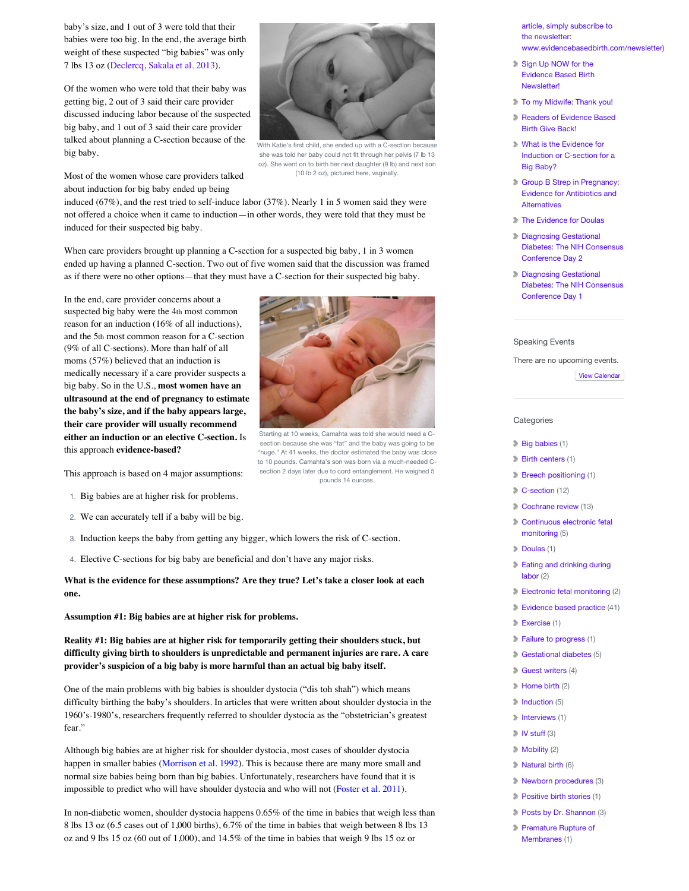baby's size, and 1 out of 3 were told that their babies were too big. In the end, the average birth weight of these suspected "big babies" was only 7 lbs 13 oz (Declercq, Sakala et al. 2013).

Of the women who were told that their baby was getting big, 2 out of 3 said their care provider discussed inducing labor because of the suspected big baby, and 1 out of 3 said their care provider talked about planning a C-section because of the big baby.

With Katie's first child, she ended up with a C-section because she was told her baby could not fit through her pelvis (7 lb 13 oz). She went on to birth her next daughter (9 lb) and next son (10 lb 2 oz), pictured here, vaginally.

Most of the women whose care providers talked about induction for big baby ended up being induced (67%), and the rest tried to self-induce labor (37%). Nearly 1 in 5 women said they were not offered a choice when it came to induction—in other words, they were told that they must be induced for their suspected big baby.

When care providers brought up planning a C-section for a suspected big baby, 1 in 3 women ended up having a planned C-section. Two out of five women said that the discussion was framed as if there were no other options—that they must have a C-section for their suspected big baby.

In the end, care provider concerns about a suspected big baby were the 4th most common reason for an induction (16% of all inductions), and the 5th most common reason for a C-section (9% of all C-sections). More than half of all moms (57%) believed that an induction is medically necessary if a care provider suspects a big baby. So in the U.S., **most women have an ultrasound at the end of pregnancy to estimate the baby's size, and if the baby appears large, their care provider will usually recommend either an induction or an elective C-section.** Is this approach **evidence-based?**

Starting at 10 weeks, Camahta was told she would need a C-section because she was "fat" and the baby was going to be "huge." At 41 weeks, the doctor estimated the baby was close to 10 pounds. Camahta's son was born via a much-needed C-section 2 days later due to cord entanglement. He weighed 5 pounds 14 ounces.

This approach is based on 4 major assumptions:

1. Big babies are at higher risk for problems.
2. We can accurately tell if a baby will be big.
3. Induction keeps the baby from getting any bigger, which lowers the risk of C-section.
4. Elective C-sections for big baby are beneficial and don't have any major risks.

**What is the evidence for these assumptions? Are they true? Let's take a closer look at each one.**

**Assumption #1: Big babies are at higher risk for problems.**

**Reality #1: Big babies are at higher risk for temporarily getting their shoulders stuck, but difficulty giving birth to shoulders is unpredictable and permanent injuries are rare. A care provider's suspicion of a big baby is more harmful than an actual big baby itself.**

One of the main problems with big babies is shoulder dystocia ("dis toh shah") which means difficulty birthing the baby's shoulders. In articles that were written about shoulder dystocia in the 1960's-1980's, researchers frequently referred to shoulder dystocia as the "obstetrician's greatest fear."

Although big babies are at higher risk for shoulder dystocia, most cases of shoulder dystocia happen in smaller babies (Morrison et al. 1992). This is because there are many more small and normal size babies being born than big babies. Unfortunately, researchers have found that it is impossible to predict who will have shoulder dystocia and who will not (Foster et al. 2011).

In non-diabetic women, shoulder dystocia happens 0.65% of the time in babies that weigh less than 8 lbs 13 oz (6.5 cases out of 1,000 births), 6.7% of the time in babies that weigh between 8 lbs 13 oz and 9 lbs 15 oz (60 out of 1,000), and 14.5% of the time in babies that weigh 9 lbs 15 oz or

article, simply subscribe to the newsletter: www.evidencebasedbirth.com/newsletter)

- Sign Up NOW for the Evidence Based Birth Newsletter!
- To my Midwife: Thank you!
- Readers of Evidence Based Birth Give Back!
- What is the Evidence for Induction or C-section for a Big Baby?
- Group B Strep in Pregnancy: Evidence for Antibiotics and Alternatives
- The Evidence for Doulas
- Diagnosing Gestational Diabetes: The NIH Consensus Conference Day 2
- Diagnosing Gestational Diabetes: The NIH Consensus Conference Day 1

Speaking Events

There are no upcoming events.

View Calendar

Categories

- Big babies (1)
- Birth centers (1)
- Breech positioning (1)
- C-section (12)
- Cochrane review (13)
- Continuous electronic fetal monitoring (5)
- Doulas (1)
- Eating and drinking during labor (2)
- Electronic fetal monitoring (2)
- Evidence based practice (41)
- Exercise (1)
- Failure to progress (1)
- Gestational diabetes (5)
- Guest writers (4)
- Home birth (2)
- Induction (5)
- Interviews (1)
- IV stuff (3)
- Mobility (2)
- Natural birth (6)
- Newborn procedures (3)
- Positive birth stories (1)
- Posts by Dr. Shannon (3)
- Premature Rupture of Membranes (1)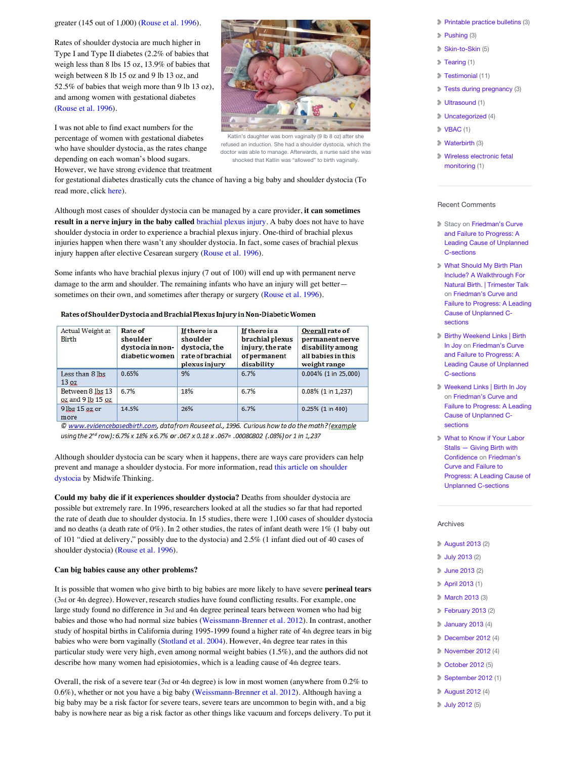greater (145 out of 1,000) (Rouse et al. 1996).

Rates of shoulder dystocia are much higher in Type I and Type II diabetes (2.2% of babies that weigh less than 8 lbs 15 oz, 13.9% of babies that weigh between 8 lb 15 oz and 9 lb 13 oz, and 52.5% of babies that weigh more than 9 lb 13 oz), and among women with gestational diabetes (Rouse et al. 1996).

Katlin's daughter was born vaginally (9 lb 8 oz) after she refused an induction. She had a shoulder dystocia, which the doctor was able to manage. Afterwards, a nurse said she was shocked that Katlin was "allowed" to birth vaginally.

I was not able to find exact numbers for the percentage of women with gestational diabetes who have shoulder dystocia, as the rates change depending on each woman's blood sugars. However, we have strong evidence that treatment for gestational diabetes drastically cuts the chance of having a big baby and shoulder dystocia (To read more, click here).

Although most cases of shoulder dystocia can be managed by a care provider, **it can sometimes result in a nerve injury in the baby called** brachial plexus injury. A baby does not have to have shoulder dystocia in order to experience a brachial plexus injury. One-third of brachial plexus injuries happen when there wasn't any shoulder dystocia. In fact, some cases of brachial plexus injury happen after elective Cesarean surgery (Rouse et al. 1996).

Some infants who have brachial plexus injury (7 out of 100) will end up with permanent nerve damage to the arm and shoulder. The remaining infants who have an injury will get better—sometimes on their own, and sometimes after therapy or surgery (Rouse et al. 1996).

**Rates of Shoulder Dystocia and Brachial Plexus Injury in Non-Diabetic Women**

| Actual Weight at Birth | Rate of shoulder dystocia in non-diabetic women | If there is a shoulder dystocia, the rate of brachial plexus injury | If there is a brachial plexus injury, the rate of permanent disability | Overall rate of permanent nerve disability among all babies in this weight range |
|---|---|---|---|---|
| Less than 8 lbs 13 oz | 0.65% | 9% | 6.7% | 0.004% (1 in 25,000) |
| Between 8 lbs 13 oz and 9 lb 15 oz | 6.7% | 18% | 6.7% | 0.08% (1 in 1,237) |
| 9 lbs 15 oz or more | 14.5% | 26% | 6.7% | 0.25% (1 in 400) |

*© www.evidencebasedbirth.com, data from Rouse et al., 1996. Curious how to do the math? (example using the 2nd row): 6.7% x 18% x 6.7% or .067 x 0.18 x .067= .00080802 (.08%) or 1 in 1,237*

Although shoulder dystocia can be scary when it happens, there are ways care providers can help prevent and manage a shoulder dystocia. For more information, read this article on shoulder dystocia by Midwife Thinking.

**Could my baby die if it experiences shoulder dystocia?** Deaths from shoulder dystocia are possible but extremely rare. In 1996, researchers looked at all the studies so far that had reported the rate of death due to shoulder dystocia. In 15 studies, there were 1,100 cases of shoulder dystocia and no deaths (a death rate of 0%). In 2 other studies, the rates of infant death were 1% (1 baby out of 101 "died at delivery," possibly due to the dystocia) and 2.5% (1 infant died out of 40 cases of shoulder dystocia) (Rouse et al. 1996).

**Can big babies cause any other problems?**

It is possible that women who give birth to big babies are more likely to have severe **perineal tears** (3rd or 4th degree). However, research studies have found conflicting results. For example, one large study found no difference in 3rd and 4th degree perineal tears between women who had big babies and those who had normal size babies (Weissmann-Brenner et al. 2012). In contrast, another study of hospital births in California during 1995-1999 found a higher rate of 4th degree tears in big babies who were born vaginally (Stotland et al. 2004). However, 4th degree tear rates in this particular study were very high, even among normal weight babies (1.5%), and the authors did not describe how many women had episiotomies, which is a leading cause of 4th degree tears.

Overall, the risk of a severe tear (3rd or 4th degree) is low in most women (anywhere from 0.2% to 0.6%), whether or not you have a big baby (Weissmann-Brenner et al. 2012). Although having a big baby may be a risk factor for severe tears, severe tears are uncommon to begin with, and a big baby is nowhere near as big a risk factor as other things like vacuum and forceps delivery. To put it

- Printable practice bulletins (3)
- Pushing (3)
- Skin-to-Skin (5)
- Tearing (1)
- Testimonial (11)
- Tests during pregnancy (3)
- Ultrasound (1)
- Uncategorized (4)
- VBAC (1)
- Waterbirth (3)
- Wireless electronic fetal monitoring (1)

Recent Comments

- Stacy on Friedman's Curve and Failure to Progress: A Leading Cause of Unplanned C-sections
- What Should My Birth Plan Include? A Walkthrough For Natural Birth. | Trimester Talk on Friedman's Curve and Failure to Progress: A Leading Cause of Unplanned C-sections
- Birthy Weekend Links | Birth In Joy on Friedman's Curve and Failure to Progress: A Leading Cause of Unplanned C-sections
- Weekend Links | Birth In Joy on Friedman's Curve and Failure to Progress: A Leading Cause of Unplanned C-sections
- What to Know if Your Labor Stalls — Giving Birth with Confidence on Friedman's Curve and Failure to Progress: A Leading Cause of Unplanned C-sections

Archives

- August 2013 (2)
- July 2013 (2)
- June 2013 (2)
- April 2013 (1)
- March 2013 (3)
- February 2013 (2)
- January 2013 (4)
- December 2012 (4)
- November 2012 (4)
- October 2012 (5)
- September 2012 (1)
- August 2012 (4)
- July 2012 (5)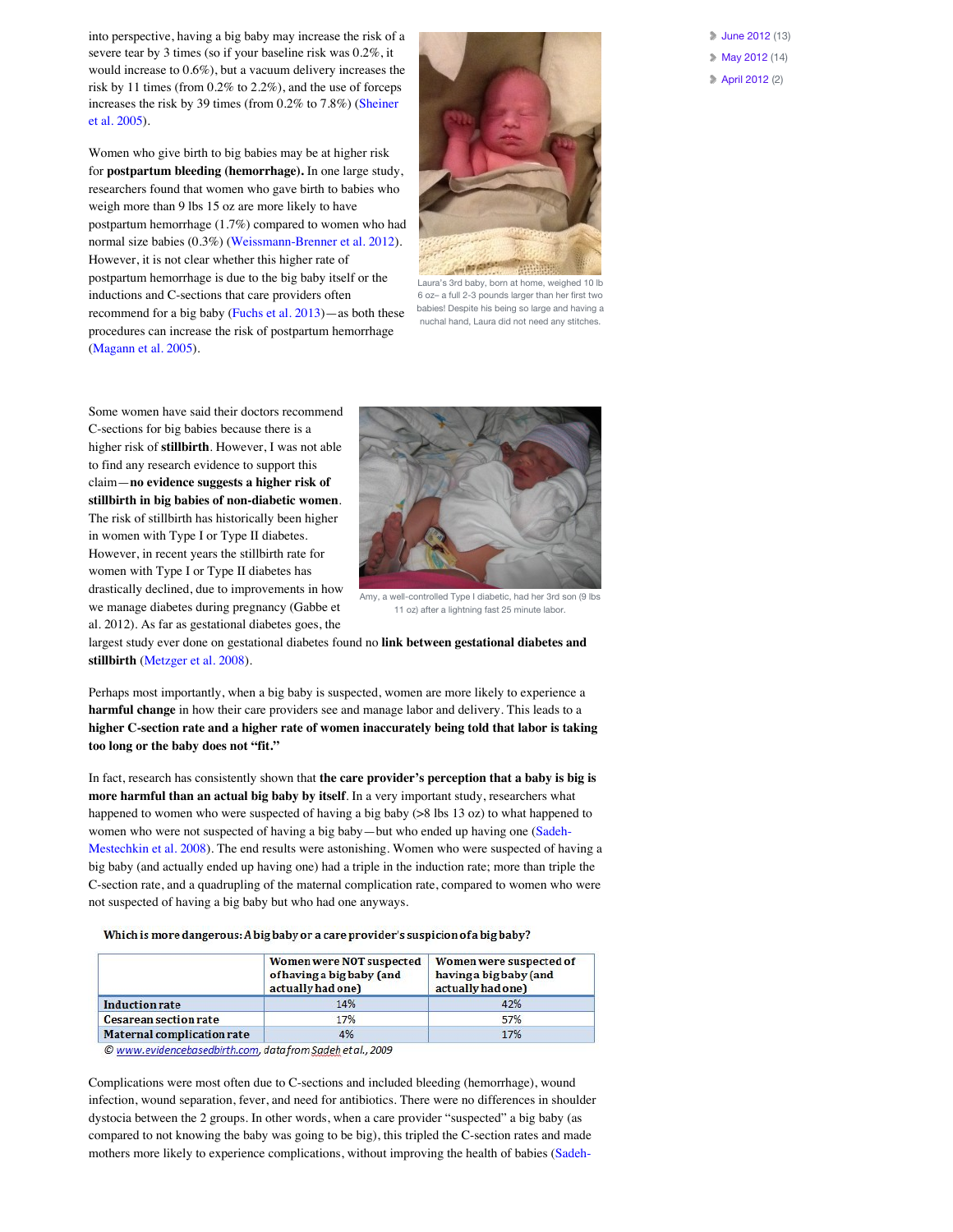into perspective, having a big baby may increase the risk of a severe tear by 3 times (so if your baseline risk was 0.2%, it would increase to 0.6%), but a vacuum delivery increases the risk by 11 times (from 0.2% to 2.2%), and the use of forceps increases the risk by 39 times (from 0.2% to 7.8%) (Sheiner et al. 2005).

Laura's 3rd baby, born at home, weighed 10 lb 6 oz– a full 2-3 pounds larger than her first two babies! Despite his being so large and having a nuchal hand, Laura did not need any stitches.

Women who give birth to big babies may be at higher risk for **postpartum bleeding (hemorrhage).** In one large study, researchers found that women who gave birth to babies who weigh more than 9 lbs 15 oz are more likely to have postpartum hemorrhage (1.7%) compared to women who had normal size babies (0.3%) (Weissmann-Brenner et al. 2012). However, it is not clear whether this higher rate of postpartum hemorrhage is due to the big baby itself or the inductions and C-sections that care providers often recommend for a big baby (Fuchs et al. 2013)—as both these procedures can increase the risk of postpartum hemorrhage (Magann et al. 2005).

Amy, a well-controlled Type I diabetic, had her 3rd son (9 lbs 11 oz) after a lightning fast 25 minute labor.

Some women have said their doctors recommend C-sections for big babies because there is a higher risk of **stillbirth**. However, I was not able to find any research evidence to support this claim—**no evidence suggests a higher risk of stillbirth in big babies of non-diabetic women**. The risk of stillbirth has historically been higher in women with Type I or Type II diabetes. However, in recent years the stillbirth rate for women with Type I or Type II diabetes has drastically declined, due to improvements in how we manage diabetes during pregnancy (Gabbe et al. 2012). As far as gestational diabetes goes, the largest study ever done on gestational diabetes found no **link between gestational diabetes and stillbirth** (Metzger et al. 2008).

Perhaps most importantly, when a big baby is suspected, women are more likely to experience a **harmful change** in how their care providers see and manage labor and delivery. This leads to a **higher C-section rate and a higher rate of women inaccurately being told that labor is taking too long or the baby does not "fit."**

In fact, research has consistently shown that **the care provider's perception that a baby is big is more harmful than an actual big baby by itself**. In a very important study, researchers what happened to women who were suspected of having a big baby (>8 lbs 13 oz) to what happened to women who were not suspected of having a big baby—but who ended up having one (Sadeh-Mestechkin et al. 2008). The end results were astonishing. Women who were suspected of having a big baby (and actually ended up having one) had a triple in the induction rate; more than triple the C-section rate, and a quadrupling of the maternal complication rate, compared to women who were not suspected of having a big baby but who had one anyways.

**Which is more dangerous: A big baby or a care provider's suspicion of a big baby?**

| | Women were NOT suspected of having a big baby (and actually had one) | Women were suspected of having a big baby (and actually had one) |
|---|---|---|
| **Induction rate** | 14% | 42% |
| **Cesarean section rate** | 17% | 57% |
| **Maternal complication rate** | 4% | 17% |

*© www.evidencebasedbirth.com, data from Sadeh et al., 2009*

Complications were most often due to C-sections and included bleeding (hemorrhage), wound infection, wound separation, fever, and need for antibiotics. There were no differences in shoulder dystocia between the 2 groups. In other words, when a care provider "suspected" a big baby (as compared to not knowing the baby was going to be big), this tripled the C-section rates and made mothers more likely to experience complications, without improving the health of babies (Sadeh-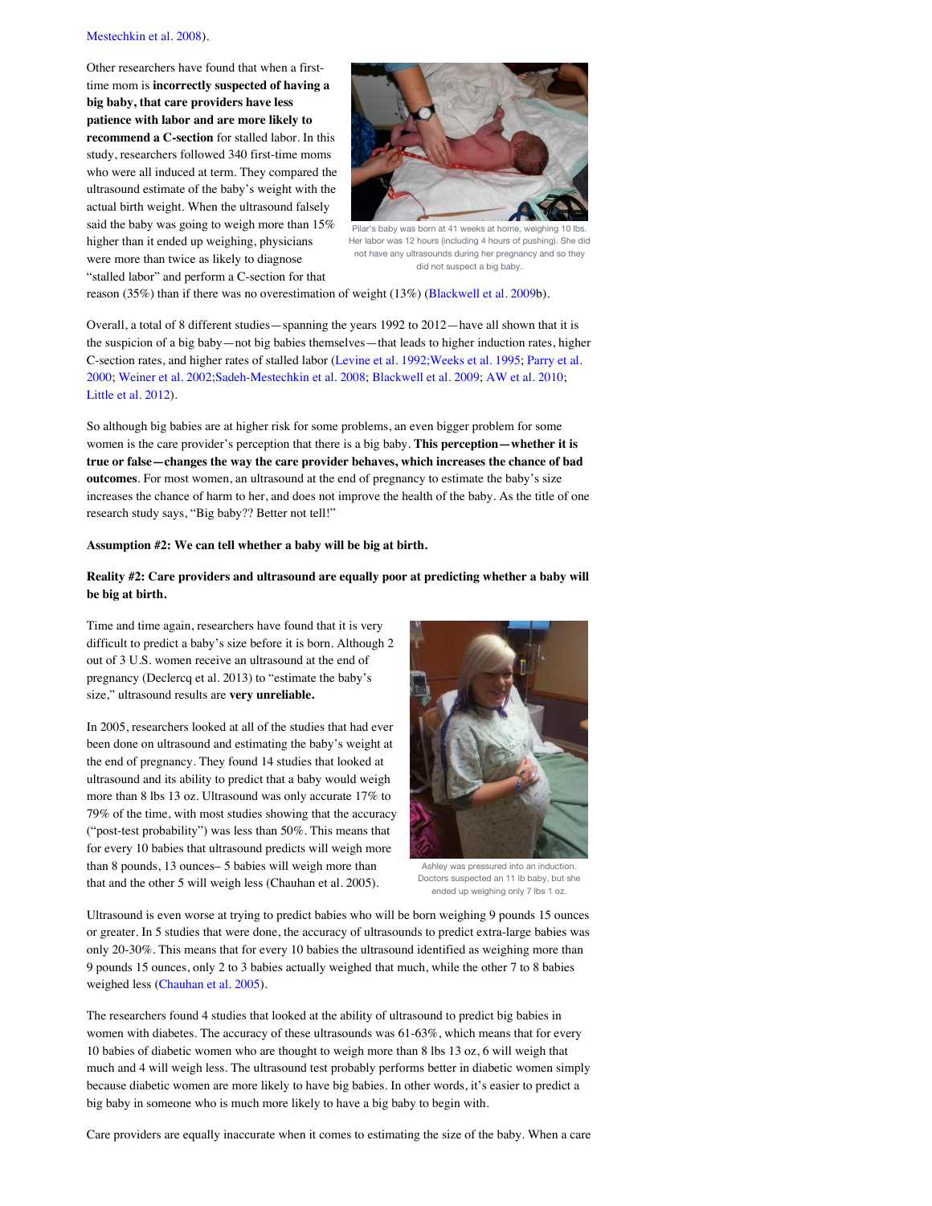Mestechkin et al. 2008).

Other researchers have found that when a first-time mom is **incorrectly suspected of having a big baby, that care providers have less patience with labor and are more likely to recommend a C-section** for stalled labor. In this study, researchers followed 340 first-time moms who were all induced at term. They compared the ultrasound estimate of the baby's weight with the actual birth weight. When the ultrasound falsely said the baby was going to weigh more than 15% higher than it ended up weighing, physicians were more than twice as likely to diagnose "stalled labor" and perform a C-section for that reason (35%) than if there was no overestimation of weight (13%) (Blackwell et al. 2009b).

Pilar's baby was born at 41 weeks at home, weighing 10 lbs. Her labor was 12 hours (including 4 hours of pushing). She did not have any ultrasounds during her pregnancy and so they did not suspect a big baby.

Overall, a total of 8 different studies—spanning the years 1992 to 2012—have all shown that it is the suspicion of a big baby—not big babies themselves—that leads to higher induction rates, higher C-section rates, and higher rates of stalled labor (Levine et al. 1992;Weeks et al. 1995; Parry et al. 2000; Weiner et al. 2002;Sadeh-Mestechkin et al. 2008; Blackwell et al. 2009; AW et al. 2010; Little et al. 2012).

So although big babies are at higher risk for some problems, an even bigger problem for some women is the care provider's perception that there is a big baby. **This perception—whether it is true or false—changes the way the care provider behaves, which increases the chance of bad outcomes**. For most women, an ultrasound at the end of pregnancy to estimate the baby's size increases the chance of harm to her, and does not improve the health of the baby. As the title of one research study says, "Big baby?? Better not tell!"

**Assumption #2: We can tell whether a baby will be big at birth.**

**Reality #2: Care providers and ultrasound are equally poor at predicting whether a baby will be big at birth.**

Time and time again, researchers have found that it is very difficult to predict a baby's size before it is born. Although 2 out of 3 U.S. women receive an ultrasound at the end of pregnancy (Declercq et al. 2013) to "estimate the baby's size," ultrasound results are **very unreliable.**

In 2005, researchers looked at all of the studies that had ever been done on ultrasound and estimating the baby's weight at the end of pregnancy. They found 14 studies that looked at ultrasound and its ability to predict that a baby would weigh more than 8 lbs 13 oz. Ultrasound was only accurate 17% to 79% of the time, with most studies showing that the accuracy ("post-test probability") was less than 50%. This means that for every 10 babies that ultrasound predicts will weigh more than 8 pounds, 13 ounces– 5 babies will weigh more than that and the other 5 will weigh less (Chauhan et al. 2005).

Ashley was pressured into an induction. Doctors suspected an 11 lb baby, but she ended up weighing only 7 lbs 1 oz.

Ultrasound is even worse at trying to predict babies who will be born weighing 9 pounds 15 ounces or greater. In 5 studies that were done, the accuracy of ultrasounds to predict extra-large babies was only 20-30%. This means that for every 10 babies the ultrasound identified as weighing more than 9 pounds 15 ounces, only 2 to 3 babies actually weighed that much, while the other 7 to 8 babies weighed less (Chauhan et al. 2005).

The researchers found 4 studies that looked at the ability of ultrasound to predict big babies in women with diabetes. The accuracy of these ultrasounds was 61-63%, which means that for every 10 babies of diabetic women who are thought to weigh more than 8 lbs 13 oz, 6 will weigh that much and 4 will weigh less. The ultrasound test probably performs better in diabetic women simply because diabetic women are more likely to have big babies. In other words, it's easier to predict a big baby in someone who is much more likely to have a big baby to begin with.

Care providers are equally inaccurate when it comes to estimating the size of the baby. When a care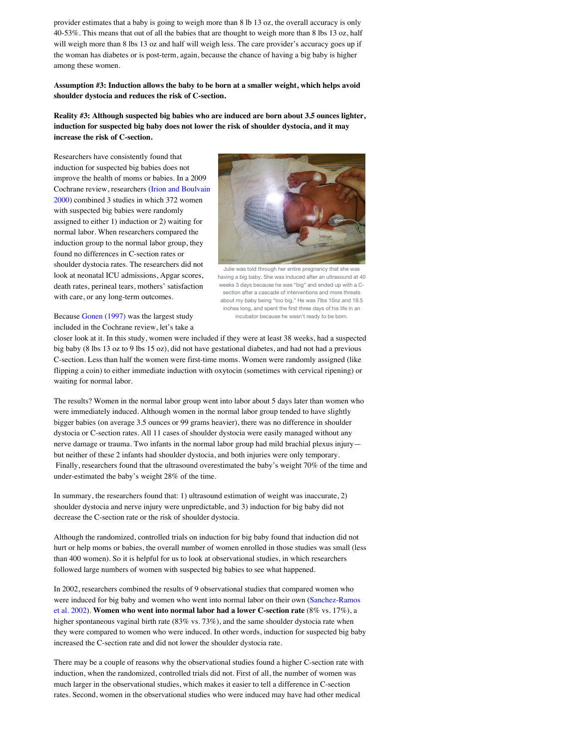provider estimates that a baby is going to weigh more than 8 lb 13 oz, the overall accuracy is only 40-53%. This means that out of all the babies that are thought to weigh more than 8 lbs 13 oz, half will weigh more than 8 lbs 13 oz and half will weigh less. The care provider's accuracy goes up if the woman has diabetes or is post-term, again, because the chance of having a big baby is higher among these women.

**Assumption #3: Induction allows the baby to be born at a smaller weight, which helps avoid shoulder dystocia and reduces the risk of C-section.**

**Reality #3: Although suspected big babies who are induced are born about 3.5 ounces lighter, induction for suspected big baby does not lower the risk of shoulder dystocia, and it may increase the risk of C-section.**

Researchers have consistently found that induction for suspected big babies does not improve the health of moms or babies. In a 2009 Cochrane review, researchers (Irion and Boulvain 2000) combined 3 studies in which 372 women with suspected big babies were randomly assigned to either 1) induction or 2) waiting for normal labor. When researchers compared the induction group to the normal labor group, they found no differences in C-section rates or shoulder dystocia rates. The researchers did not look at neonatal ICU admissions, Apgar scores, death rates, perineal tears, mothers' satisfaction with care, or any long-term outcomes.

Julie was told through her entire pregnancy that she was having a big baby. She was induced after an ultrasound at 40 weeks 3 days because he was "big" and ended up with a C-section after a cascade of interventions and more threats about my baby being "too big." He was 7lbs 10oz and 19.5 inches long, and spent the first three days of his life in an incubator because he wasn't ready to be born.

Because Gonen (1997) was the largest study included in the Cochrane review, let's take a closer look at it. In this study, women were included if they were at least 38 weeks, had a suspected big baby (8 lbs 13 oz to 9 lbs 15 oz), did not have gestational diabetes, and had not had a previous C-section. Less than half the women were first-time moms. Women were randomly assigned (like flipping a coin) to either immediate induction with oxytocin (sometimes with cervical ripening) or waiting for normal labor.

The results? Women in the normal labor group went into labor about 5 days later than women who were immediately induced. Although women in the normal labor group tended to have slightly bigger babies (on average 3.5 ounces or 99 grams heavier), there was no difference in shoulder dystocia or C-section rates. All 11 cases of shoulder dystocia were easily managed without any nerve damage or trauma. Two infants in the normal labor group had mild brachial plexus injury—but neither of these 2 infants had shoulder dystocia, and both injuries were only temporary. Finally, researchers found that the ultrasound overestimated the baby's weight 70% of the time and under-estimated the baby's weight 28% of the time.

In summary, the researchers found that: 1) ultrasound estimation of weight was inaccurate, 2) shoulder dystocia and nerve injury were unpredictable, and 3) induction for big baby did not decrease the C-section rate or the risk of shoulder dystocia.

Although the randomized, controlled trials on induction for big baby found that induction did not hurt or help moms or babies, the overall number of women enrolled in those studies was small (less than 400 women). So it is helpful for us to look at observational studies, in which researchers followed large numbers of women with suspected big babies to see what happened.

In 2002, researchers combined the results of 9 observational studies that compared women who were induced for big baby and women who went into normal labor on their own (Sanchez-Ramos et al. 2002). **Women who went into normal labor had a lower C-section rate** (8% vs. 17%), a higher spontaneous vaginal birth rate (83% vs. 73%), and the same shoulder dystocia rate when they were compared to women who were induced. In other words, induction for suspected big baby increased the C-section rate and did not lower the shoulder dystocia rate.

There may be a couple of reasons why the observational studies found a higher C-section rate with induction, when the randomized, controlled trials did not. First of all, the number of women was much larger in the observational studies, which makes it easier to tell a difference in C-section rates. Second, women in the observational studies who were induced may have had other medical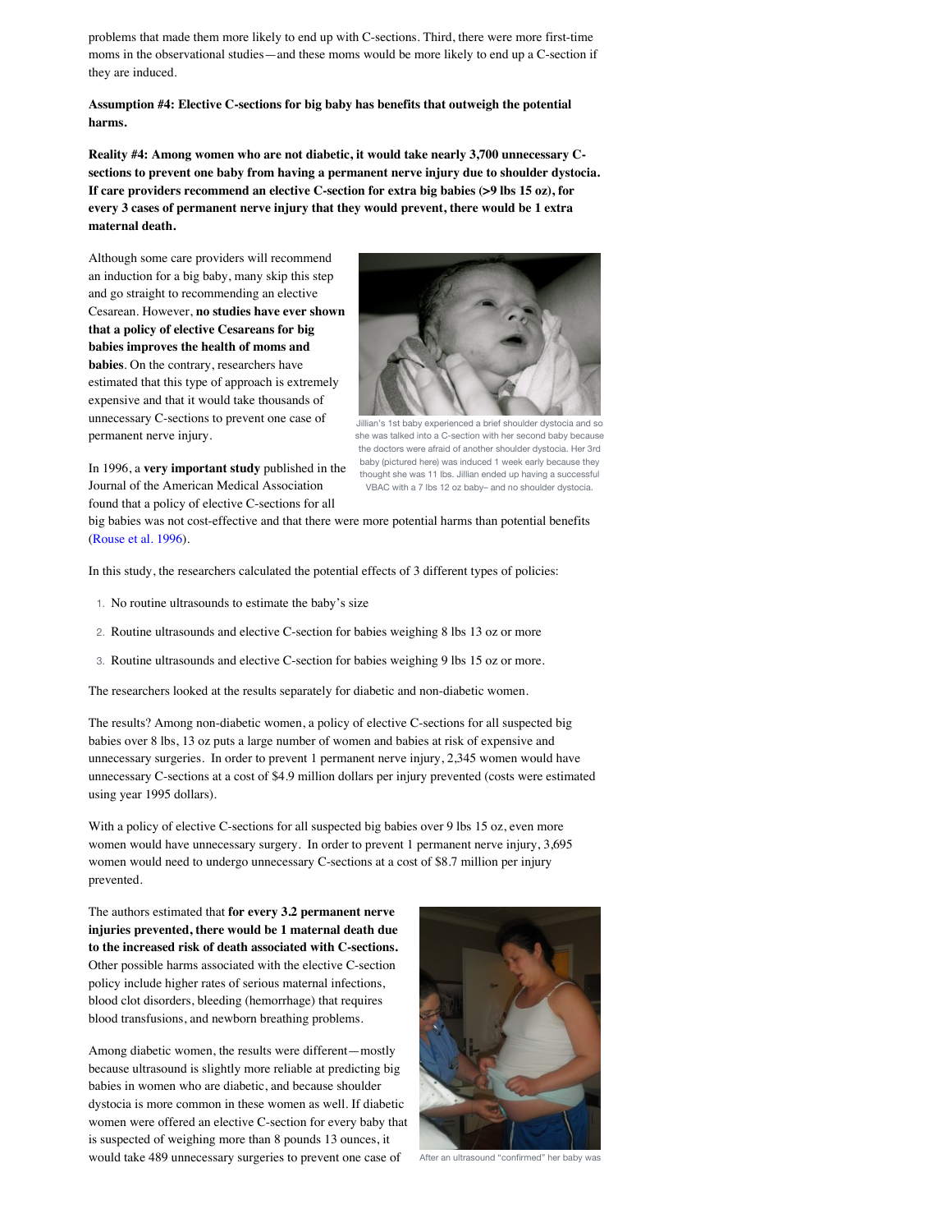problems that made them more likely to end up with C-sections. Third, there were more first-time moms in the observational studies—and these moms would be more likely to end up a C-section if they are induced.

**Assumption #4: Elective C-sections for big baby has benefits that outweigh the potential harms.**

**Reality #4: Among women who are not diabetic, it would take nearly 3,700 unnecessary C-sections to prevent one baby from having a permanent nerve injury due to shoulder dystocia. If care providers recommend an elective C-section for extra big babies (>9 lbs 15 oz), for every 3 cases of permanent nerve injury that they would prevent, there would be 1 extra maternal death.**

Although some care providers will recommend an induction for a big baby, many skip this step and go straight to recommending an elective Cesarean. However, **no studies have ever shown that a policy of elective Cesareans for big babies improves the health of moms and babies**. On the contrary, researchers have estimated that this type of approach is extremely expensive and that it would take thousands of unnecessary C-sections to prevent one case of permanent nerve injury.

Jillian's 1st baby experienced a brief shoulder dystocia and so she was talked into a C-section with her second baby because the doctors were afraid of another shoulder dystocia. Her 3rd baby (pictured here) was induced 1 week early because they thought she was 11 lbs. Jillian ended up having a successful VBAC with a 7 lbs 12 oz baby– and no shoulder dystocia.

In 1996, a **very important study** published in the Journal of the American Medical Association found that a policy of elective C-sections for all big babies was not cost-effective and that there were more potential harms than potential benefits (Rouse et al. 1996).

In this study, the researchers calculated the potential effects of 3 different types of policies:

1. No routine ultrasounds to estimate the baby's size
2. Routine ultrasounds and elective C-section for babies weighing 8 lbs 13 oz or more
3. Routine ultrasounds and elective C-section for babies weighing 9 lbs 15 oz or more.

The researchers looked at the results separately for diabetic and non-diabetic women.

The results? Among non-diabetic women, a policy of elective C-sections for all suspected big babies over 8 lbs, 13 oz puts a large number of women and babies at risk of expensive and unnecessary surgeries. In order to prevent 1 permanent nerve injury, 2,345 women would have unnecessary C-sections at a cost of $4.9 million dollars per injury prevented (costs were estimated using year 1995 dollars).

With a policy of elective C-sections for all suspected big babies over 9 lbs 15 oz, even more women would have unnecessary surgery. In order to prevent 1 permanent nerve injury, 3,695 women would need to undergo unnecessary C-sections at a cost of $8.7 million per injury prevented.

The authors estimated that **for every 3.2 permanent nerve injuries prevented, there would be 1 maternal death due to the increased risk of death associated with C-sections.** Other possible harms associated with the elective C-section policy include higher rates of serious maternal infections, blood clot disorders, bleeding (hemorrhage) that requires blood transfusions, and newborn breathing problems.

Among diabetic women, the results were different—mostly because ultrasound is slightly more reliable at predicting big babies in women who are diabetic, and because shoulder dystocia is more common in these women as well. If diabetic women were offered an elective C-section for every baby that is suspected of weighing more than 8 pounds 13 ounces, it would take 489 unnecessary surgeries to prevent one case of

After an ultrasound "confirmed" her baby was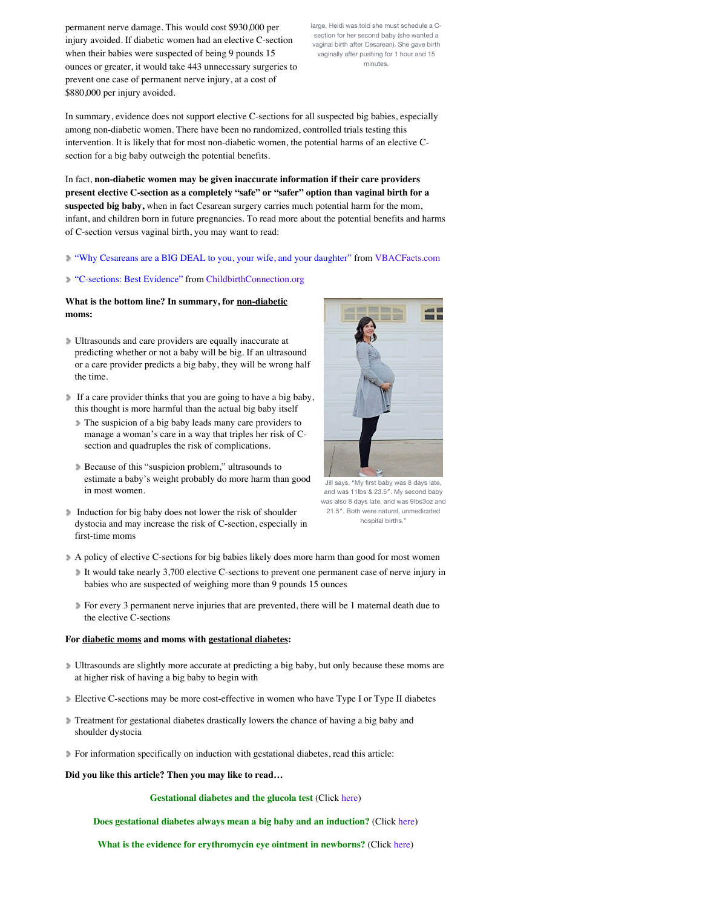permanent nerve damage. This would cost $930,000 per injury avoided. If diabetic women had an elective C-section when their babies were suspected of being 9 pounds 15 ounces or greater, it would take 443 unnecessary surgeries to prevent one case of permanent nerve injury, at a cost of $880,000 per injury avoided.

large, Heidi was told she must schedule a C-section for her second baby (she wanted a vaginal birth after Cesarean). She gave birth vaginally after pushing for 1 hour and 15 minutes.

In summary, evidence does not support elective C-sections for all suspected big babies, especially among non-diabetic women. There have been no randomized, controlled trials testing this intervention. It is likely that for most non-diabetic women, the potential harms of an elective C-section for a big baby outweigh the potential benefits.

In fact, **non-diabetic women may be given inaccurate information if their care providers present elective C-section as a completely "safe" or "safer" option than vaginal birth for a suspected big baby,** when in fact Cesarean surgery carries much potential harm for the mom, infant, and children born in future pregnancies. To read more about the potential benefits and harms of C-section versus vaginal birth, you may want to read:

- "Why Cesareans are a BIG DEAL to you, your wife, and your daughter" from VBACFacts.com
- "C-sections: Best Evidence" from ChildbirthConnection.org

**What is the bottom line? In summary, for non-diabetic moms:**

- Ultrasounds and care providers are equally inaccurate at predicting whether or not a baby will be big. If an ultrasound or a care provider predicts a big baby, they will be wrong half the time.
- If a care provider thinks that you are going to have a big baby, this thought is more harmful than the actual big baby itself
  - The suspicion of a big baby leads many care providers to manage a woman's care in a way that triples her risk of C-section and quadruples the risk of complications.
  - Because of this "suspicion problem," ultrasounds to estimate a baby's weight probably do more harm than good in most women.
- Induction for big baby does not lower the risk of shoulder dystocia and may increase the risk of C-section, especially in first-time moms
- A policy of elective C-sections for big babies likely does more harm than good for most women
  - It would take nearly 3,700 elective C-sections to prevent one permanent case of nerve injury in babies who are suspected of weighing more than 9 pounds 15 ounces
  - For every 3 permanent nerve injuries that are prevented, there will be 1 maternal death due to the elective C-sections

Jill says, "My first baby was 8 days late, and was 11lbs & 23.5". My second baby was also 8 days late, and was 9lbs3oz and 21.5". Both were natural, unmedicated hospital births."

**For diabetic moms and moms with gestational diabetes:**

- Ultrasounds are slightly more accurate at predicting a big baby, but only because these moms are at higher risk of having a big baby to begin with
- Elective C-sections may be more cost-effective in women who have Type I or Type II diabetes
- Treatment for gestational diabetes drastically lowers the chance of having a big baby and shoulder dystocia
- For information specifically on induction with gestational diabetes, read this article:

**Did you like this article? Then you may like to read…**

**Gestational diabetes and the glucola test** (Click here)

**Does gestational diabetes always mean a big baby and an induction?** (Click here)

**What is the evidence for erythromycin eye ointment in newborns?** (Click here)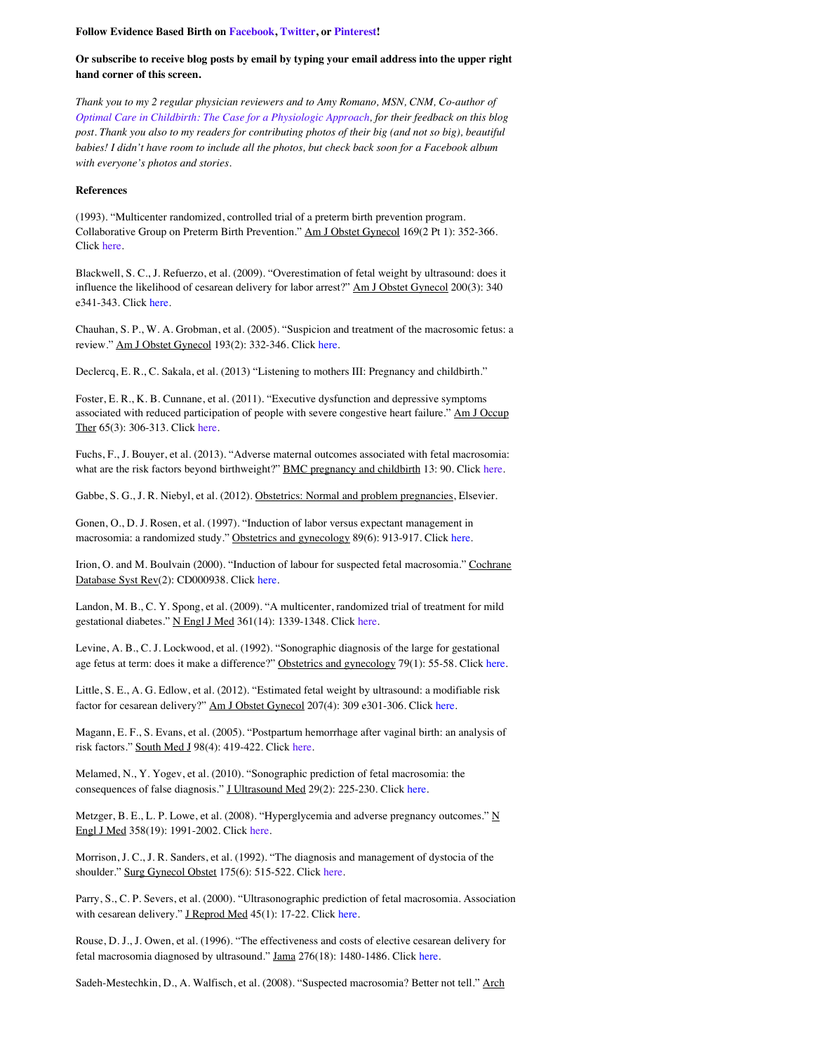**Follow Evidence Based Birth on Facebook, Twitter, or Pinterest!**

**Or subscribe to receive blog posts by email by typing your email address into the upper right hand corner of this screen.**

*Thank you to my 2 regular physician reviewers and to Amy Romano, MSN, CNM, Co-author of Optimal Care in Childbirth: The Case for a Physiologic Approach, for their feedback on this blog post. Thank you also to my readers for contributing photos of their big (and not so big), beautiful babies! I didn't have room to include all the photos, but check back soon for a Facebook album with everyone's photos and stories.*

**References**

(1993). "Multicenter randomized, controlled trial of a preterm birth prevention program. Collaborative Group on Preterm Birth Prevention." Am J Obstet Gynecol 169(2 Pt 1): 352-366. Click here.

Blackwell, S. C., J. Refuerzo, et al. (2009). "Overestimation of fetal weight by ultrasound: does it influence the likelihood of cesarean delivery for labor arrest?" Am J Obstet Gynecol 200(3): 340 e341-343. Click here.

Chauhan, S. P., W. A. Grobman, et al. (2005). "Suspicion and treatment of the macrosomic fetus: a review." Am J Obstet Gynecol 193(2): 332-346. Click here.

Declercq, E. R., C. Sakala, et al. (2013) "Listening to mothers III: Pregnancy and childbirth."

Foster, E. R., K. B. Cunnane, et al. (2011). "Executive dysfunction and depressive symptoms associated with reduced participation of people with severe congestive heart failure." Am J Occup Ther 65(3): 306-313. Click here.

Fuchs, F., J. Bouyer, et al. (2013). "Adverse maternal outcomes associated with fetal macrosomia: what are the risk factors beyond birthweight?" BMC pregnancy and childbirth 13: 90. Click here.

Gabbe, S. G., J. R. Niebyl, et al. (2012). Obstetrics: Normal and problem pregnancies, Elsevier.

Gonen, O., D. J. Rosen, et al. (1997). "Induction of labor versus expectant management in macrosomia: a randomized study." Obstetrics and gynecology 89(6): 913-917. Click here.

Irion, O. and M. Boulvain (2000). "Induction of labour for suspected fetal macrosomia." Cochrane Database Syst Rev(2): CD000938. Click here.

Landon, M. B., C. Y. Spong, et al. (2009). "A multicenter, randomized trial of treatment for mild gestational diabetes." N Engl J Med 361(14): 1339-1348. Click here.

Levine, A. B., C. J. Lockwood, et al. (1992). "Sonographic diagnosis of the large for gestational age fetus at term: does it make a difference?" Obstetrics and gynecology 79(1): 55-58. Click here.

Little, S. E., A. G. Edlow, et al. (2012). "Estimated fetal weight by ultrasound: a modifiable risk factor for cesarean delivery?" Am J Obstet Gynecol 207(4): 309 e301-306. Click here.

Magann, E. F., S. Evans, et al. (2005). "Postpartum hemorrhage after vaginal birth: an analysis of risk factors." South Med J 98(4): 419-422. Click here.

Melamed, N., Y. Yogev, et al. (2010). "Sonographic prediction of fetal macrosomia: the consequences of false diagnosis." J Ultrasound Med 29(2): 225-230. Click here.

Metzger, B. E., L. P. Lowe, et al. (2008). "Hyperglycemia and adverse pregnancy outcomes." N Engl J Med 358(19): 1991-2002. Click here.

Morrison, J. C., J. R. Sanders, et al. (1992). "The diagnosis and management of dystocia of the shoulder." Surg Gynecol Obstet 175(6): 515-522. Click here.

Parry, S., C. P. Severs, et al. (2000). "Ultrasonographic prediction of fetal macrosomia. Association with cesarean delivery." J Reprod Med 45(1): 17-22. Click here.

Rouse, D. J., J. Owen, et al. (1996). "The effectiveness and costs of elective cesarean delivery for fetal macrosomia diagnosed by ultrasound." Jama 276(18): 1480-1486. Click here.

Sadeh-Mestechkin, D., A. Walfisch, et al. (2008). "Suspected macrosomia? Better not tell." Arch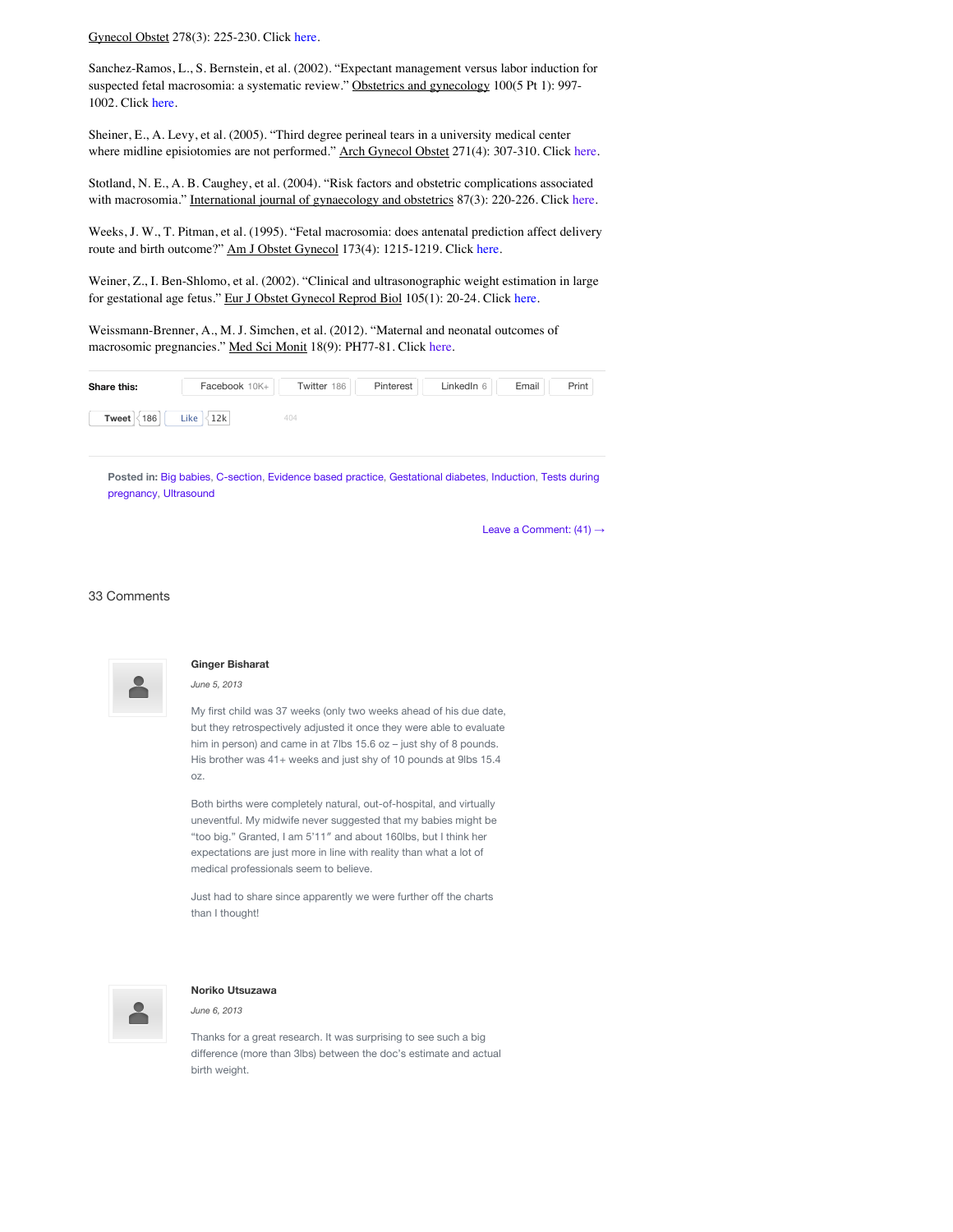Gynecol Obstet 278(3): 225-230. Click here.

Sanchez-Ramos, L., S. Bernstein, et al. (2002). "Expectant management versus labor induction for suspected fetal macrosomia: a systematic review." Obstetrics and gynecology 100(5 Pt 1): 997-1002. Click here.

Sheiner, E., A. Levy, et al. (2005). "Third degree perineal tears in a university medical center where midline episiotomies are not performed." Arch Gynecol Obstet 271(4): 307-310. Click here.

Stotland, N. E., A. B. Caughey, et al. (2004). "Risk factors and obstetric complications associated with macrosomia." International journal of gynaecology and obstetrics 87(3): 220-226. Click here.

Weeks, J. W., T. Pitman, et al. (1995). "Fetal macrosomia: does antenatal prediction affect delivery route and birth outcome?" Am J Obstet Gynecol 173(4): 1215-1219. Click here.

Weiner, Z., I. Ben-Shlomo, et al. (2002). "Clinical and ultrasonographic weight estimation in large for gestational age fetus." Eur J Obstet Gynecol Reprod Biol 105(1): 20-24. Click here.

Weissmann-Brenner, A., M. J. Simchen, et al. (2012). "Maternal and neonatal outcomes of macrosomic pregnancies." Med Sci Monit 18(9): PH77-81. Click here.

**Share this:** Facebook 10K+ Twitter 186 Pinterest LinkedIn 6 Email Print

Tweet 186 Like 12k 404

**Posted in:** Big babies, C-section, Evidence based practice, Gestational diabetes, Induction, Tests during pregnancy, Ultrasound

Leave a Comment: (41) →

## 33 Comments

**Ginger Bisharat**

*June 5, 2013*

My first child was 37 weeks (only two weeks ahead of his due date, but they retrospectively adjusted it once they were able to evaluate him in person) and came in at 7lbs 15.6 oz – just shy of 8 pounds. His brother was 41+ weeks and just shy of 10 pounds at 9lbs 15.4 oz.

Both births were completely natural, out-of-hospital, and virtually uneventful. My midwife never suggested that my babies might be "too big." Granted, I am 5'11″ and about 160lbs, but I think her expectations are just more in line with reality than what a lot of medical professionals seem to believe.

Just had to share since apparently we were further off the charts than I thought!

**Noriko Utsuzawa**

*June 6, 2013*

Thanks for a great research. It was surprising to see such a big difference (more than 3lbs) between the doc's estimate and actual birth weight.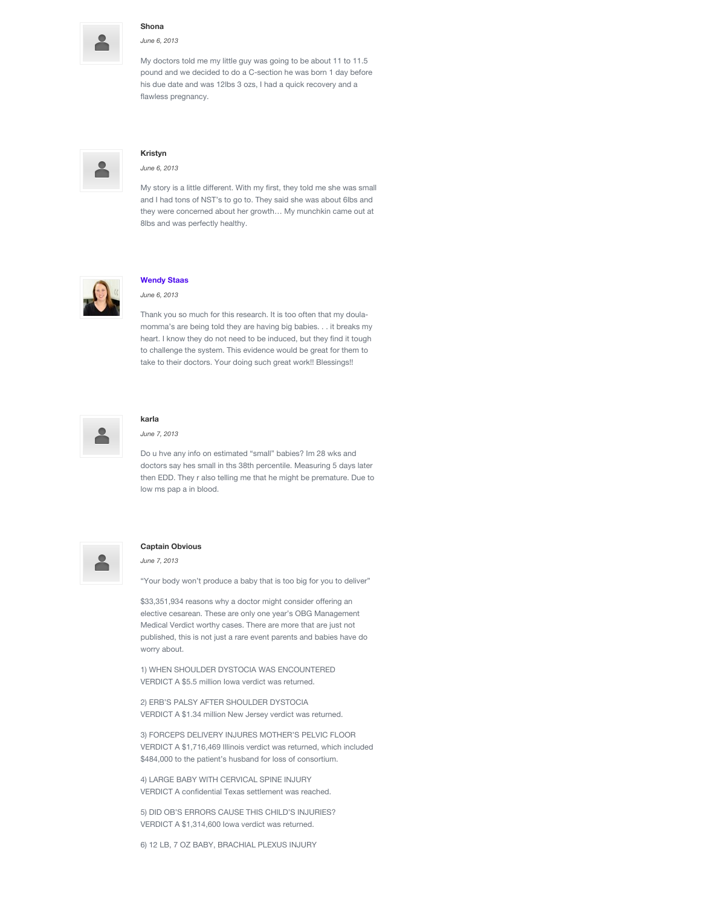**Shona**

*June 6, 2013*

My doctors told me my little guy was going to be about 11 to 11.5 pound and we decided to do a C-section he was born 1 day before his due date and was 12lbs 3 ozs, I had a quick recovery and a flawless pregnancy.

**Kristyn**

*June 6, 2013*

My story is a little different. With my first, they told me she was small and I had tons of NST's to go to. They said she was about 6lbs and they were concerned about her growth… My munchkin came out at 8lbs and was perfectly healthy.

**Wendy Staas**

*June 6, 2013*

Thank you so much for this research. It is too often that my doula-momma's are being told they are having big babies. . . it breaks my heart. I know they do not need to be induced, but they find it tough to challenge the system. This evidence would be great for them to take to their doctors. Your doing such great work!! Blessings!!

**karla**

*June 7, 2013*

Do u hve any info on estimated "small" babies? Im 28 wks and doctors say hes small in ths 38th percentile. Measuring 5 days later then EDD. They r also telling me that he might be premature. Due to low ms pap a in blood.

**Captain Obvious**

*June 7, 2013*

"Your body won't produce a baby that is too big for you to deliver"

$33,351,934 reasons why a doctor might consider offering an elective cesarean. These are only one year's OBG Management Medical Verdict worthy cases. There are more that are just not published, this is not just a rare event parents and babies have do worry about.

1) WHEN SHOULDER DYSTOCIA WAS ENCOUNTERED
VERDICT A $5.5 million Iowa verdict was returned.

2) ERB'S PALSY AFTER SHOULDER DYSTOCIA
VERDICT A $1.34 million New Jersey verdict was returned.

3) FORCEPS DELIVERY INJURES MOTHER'S PELVIC FLOOR
VERDICT A $1,716,469 Illinois verdict was returned, which included $484,000 to the patient's husband for loss of consortium.

4) LARGE BABY WITH CERVICAL SPINE INJURY
VERDICT A confidential Texas settlement was reached.

5) DID OB'S ERRORS CAUSE THIS CHILD'S INJURIES?
VERDICT A $1,314,600 Iowa verdict was returned.

6) 12 LB, 7 OZ BABY, BRACHIAL PLEXUS INJURY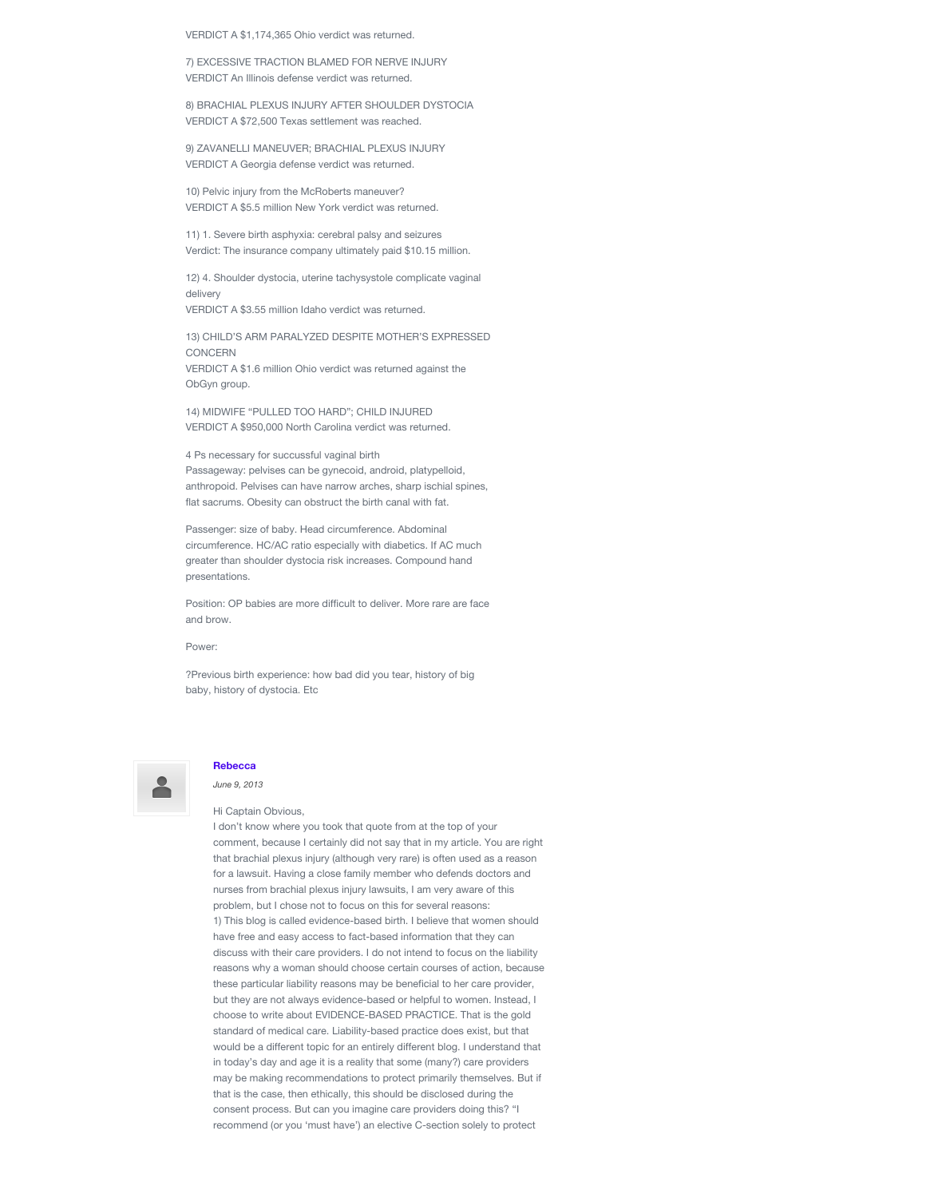VERDICT A $1,174,365 Ohio verdict was returned.

7) EXCESSIVE TRACTION BLAMED FOR NERVE INJURY
VERDICT An Illinois defense verdict was returned.

8) BRACHIAL PLEXUS INJURY AFTER SHOULDER DYSTOCIA
VERDICT A $72,500 Texas settlement was reached.

9) ZAVANELLI MANEUVER; BRACHIAL PLEXUS INJURY
VERDICT A Georgia defense verdict was returned.

10) Pelvic injury from the McRoberts maneuver?
VERDICT A $5.5 million New York verdict was returned.

11) 1. Severe birth asphyxia: cerebral palsy and seizures
Verdict: The insurance company ultimately paid $10.15 million.

12) 4. Shoulder dystocia, uterine tachysystole complicate vaginal delivery
VERDICT A $3.55 million Idaho verdict was returned.

13) CHILD'S ARM PARALYZED DESPITE MOTHER'S EXPRESSED CONCERN
VERDICT A $1.6 million Ohio verdict was returned against the ObGyn group.

14) MIDWIFE "PULLED TOO HARD"; CHILD INJURED
VERDICT A $950,000 North Carolina verdict was returned.

4 Ps necessary for succussful vaginal birth
Passageway: pelvises can be gynecoid, android, platypelloid, anthropoid. Pelvises can have narrow arches, sharp ischial spines, flat sacrums. Obesity can obstruct the birth canal with fat.

Passenger: size of baby. Head circumference. Abdominal circumference. HC/AC ratio especially with diabetics. If AC much greater than shoulder dystocia risk increases. Compound hand presentations.

Position: OP babies are more difficult to deliver. More rare are face and brow.

Power:

?Previous birth experience: how bad did you tear, history of big baby, history of dystocia. Etc

**Rebecca**

*June 9, 2013*

Hi Captain Obvious,
I don't know where you took that quote from at the top of your comment, because I certainly did not say that in my article. You are right that brachial plexus injury (although very rare) is often used as a reason for a lawsuit. Having a close family member who defends doctors and nurses from brachial plexus injury lawsuits, I am very aware of this problem, but I chose not to focus on this for several reasons:
1) This blog is called evidence-based birth. I believe that women should have free and easy access to fact-based information that they can discuss with their care providers. I do not intend to focus on the liability reasons why a woman should choose certain courses of action, because these particular liability reasons may be beneficial to her care provider, but they are not always evidence-based or helpful to women. Instead, I choose to write about EVIDENCE-BASED PRACTICE. That is the gold standard of medical care. Liability-based practice does exist, but that would be a different topic for an entirely different blog. I understand that in today's day and age it is a reality that some (many?) care providers may be making recommendations to protect primarily themselves. But if that is the case, then ethically, this should be disclosed during the consent process. But can you imagine care providers doing this? "I recommend (or you 'must have') an elective C-section solely to protect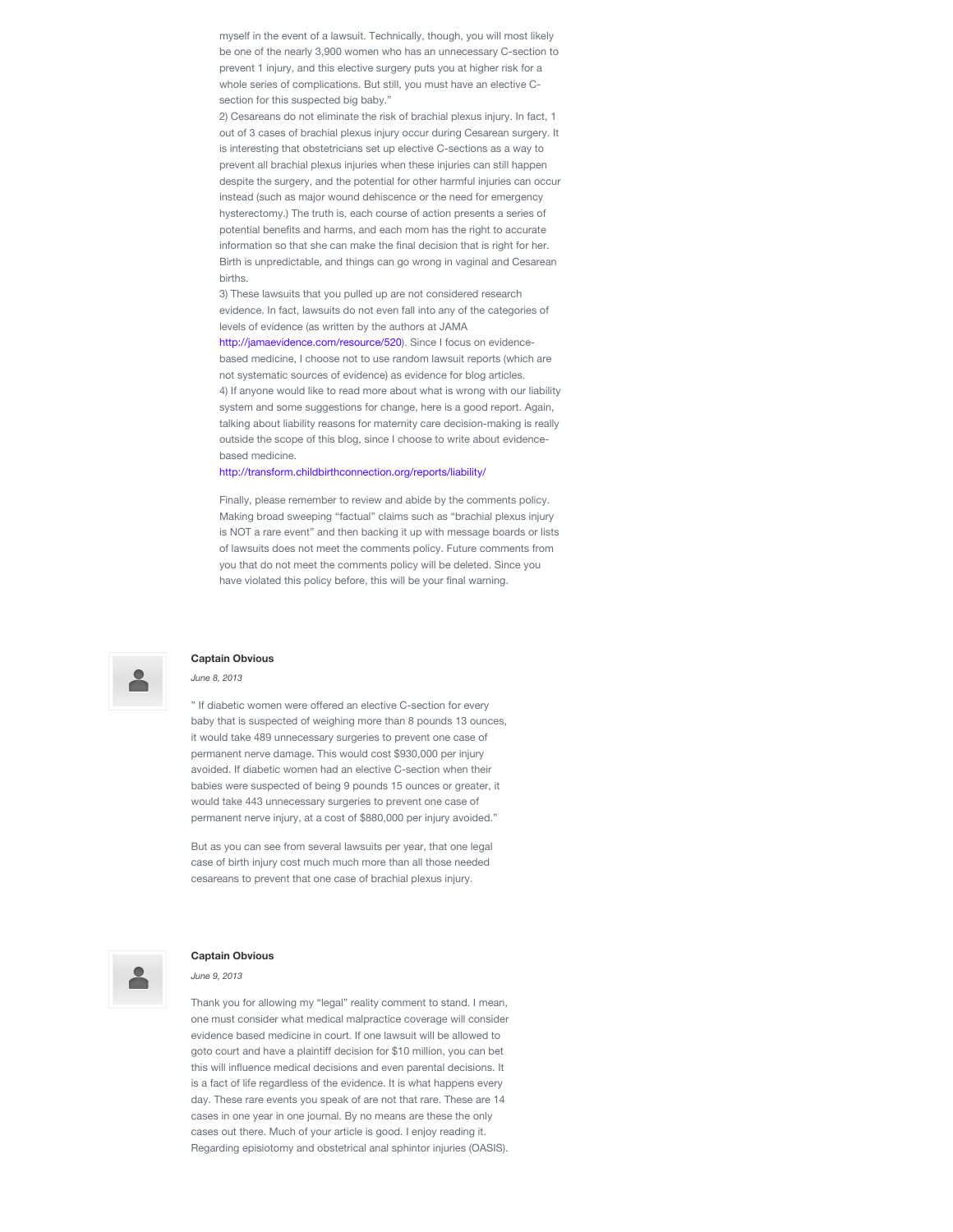myself in the event of a lawsuit. Technically, though, you will most likely be one of the nearly 3,900 women who has an unnecessary C-section to prevent 1 injury, and this elective surgery puts you at higher risk for a whole series of complications. But still, you must have an elective C-section for this suspected big baby."

2) Cesareans do not eliminate the risk of brachial plexus injury. In fact, 1 out of 3 cases of brachial plexus injury occur during Cesarean surgery. It is interesting that obstetricians set up elective C-sections as a way to prevent all brachial plexus injuries when these injuries can still happen despite the surgery, and the potential for other harmful injuries can occur instead (such as major wound dehiscence or the need for emergency hysterectomy.) The truth is, each course of action presents a series of potential benefits and harms, and each mom has the right to accurate information so that she can make the final decision that is right for her. Birth is unpredictable, and things can go wrong in vaginal and Cesarean births.

3) These lawsuits that you pulled up are not considered research evidence. In fact, lawsuits do not even fall into any of the categories of levels of evidence (as written by the authors at JAMA http://jamaevidence.com/resource/520). Since I focus on evidence-based medicine, I choose not to use random lawsuit reports (which are not systematic sources of evidence) as evidence for blog articles.

4) If anyone would like to read more about what is wrong with our liability system and some suggestions for change, here is a good report. Again, talking about liability reasons for maternity care decision-making is really outside the scope of this blog, since I choose to write about evidence-based medicine.

http://transform.childbirthconnection.org/reports/liability/

Finally, please remember to review and abide by the comments policy. Making broad sweeping "factual" claims such as "brachial plexus injury is NOT a rare event" and then backing it up with message boards or lists of lawsuits does not meet the comments policy. Future comments from you that do not meet the comments policy will be deleted. Since you have violated this policy before, this will be your final warning.

**Captain Obvious**

*June 8, 2013*

" If diabetic women were offered an elective C-section for every baby that is suspected of weighing more than 8 pounds 13 ounces, it would take 489 unnecessary surgeries to prevent one case of permanent nerve damage. This would cost $930,000 per injury avoided. If diabetic women had an elective C-section when their babies were suspected of being 9 pounds 15 ounces or greater, it would take 443 unnecessary surgeries to prevent one case of permanent nerve injury, at a cost of $880,000 per injury avoided."

But as you can see from several lawsuits per year, that one legal case of birth injury cost much much more than all those needed cesareans to prevent that one case of brachial plexus injury.

**Captain Obvious**

*June 9, 2013*

Thank you for allowing my "legal" reality comment to stand. I mean, one must consider what medical malpractice coverage will consider evidence based medicine in court. If one lawsuit will be allowed to goto court and have a plaintiff decision for $10 million, you can bet this will influence medical decisions and even parental decisions. It is a fact of life regardless of the evidence. It is what happens every day. These rare events you speak of are not that rare. These are 14 cases in one year in one journal. By no means are these the only cases out there. Much of your article is good. I enjoy reading it. Regarding episiotomy and obstetrical anal sphintor injuries (OASIS).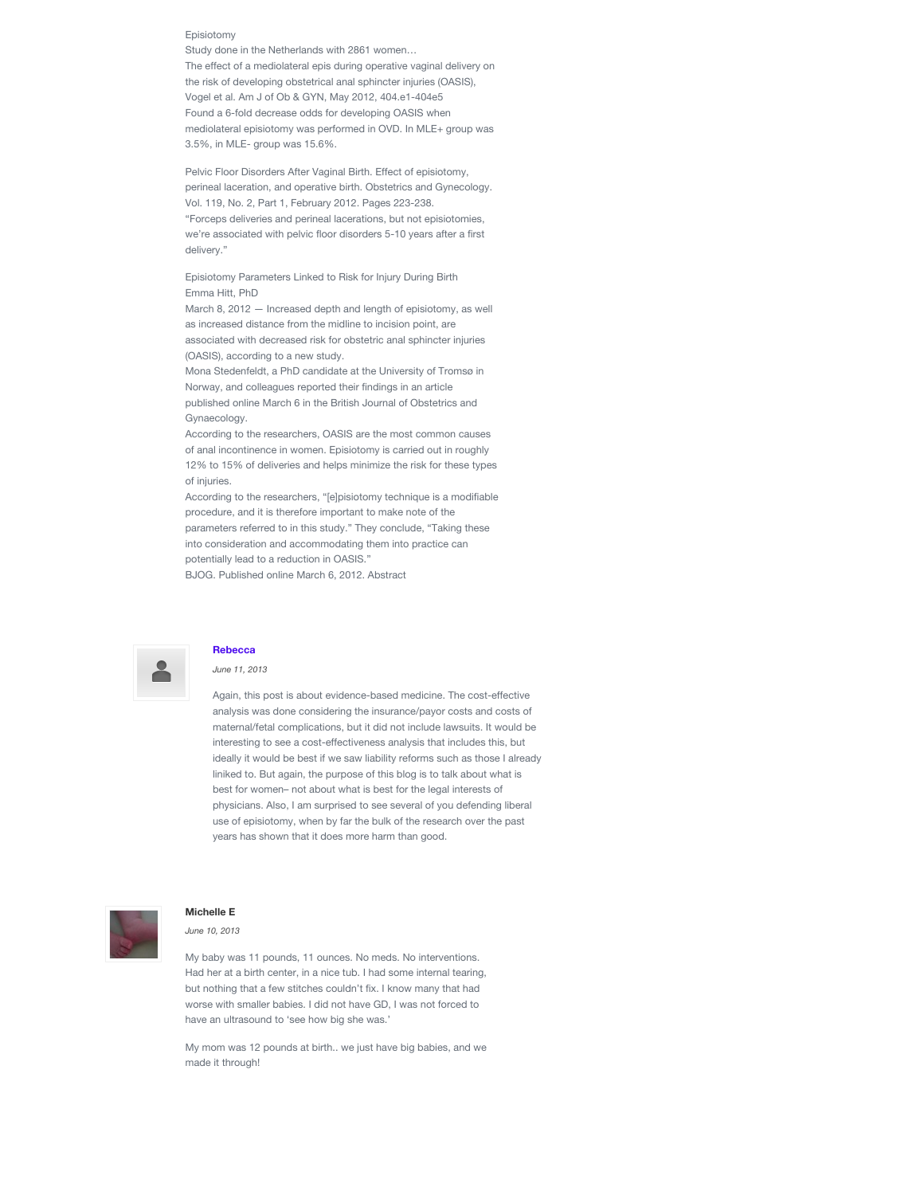Episiotomy
Study done in the Netherlands with 2861 women…
The effect of a mediolateral epis during operative vaginal delivery on the risk of developing obstetrical anal sphincter injuries (OASIS), Vogel et al. Am J of Ob & GYN, May 2012, 404.e1-404e5
Found a 6-fold decrease odds for developing OASIS when mediolateral episiotomy was performed in OVD. In MLE+ group was 3.5%, in MLE- group was 15.6%.

Pelvic Floor Disorders After Vaginal Birth. Effect of episiotomy, perineal laceration, and operative birth. Obstetrics and Gynecology. Vol. 119, No. 2, Part 1, February 2012. Pages 223-238.
"Forceps deliveries and perineal lacerations, but not episiotomies, we're associated with pelvic floor disorders 5-10 years after a first delivery."

Episiotomy Parameters Linked to Risk for Injury During Birth
Emma Hitt, PhD
March 8, 2012 — Increased depth and length of episiotomy, as well as increased distance from the midline to incision point, are associated with decreased risk for obstetric anal sphincter injuries (OASIS), according to a new study.
Mona Stedenfeldt, a PhD candidate at the University of Tromsø in Norway, and colleagues reported their findings in an article published online March 6 in the British Journal of Obstetrics and Gynaecology.
According to the researchers, OASIS are the most common causes of anal incontinence in women. Episiotomy is carried out in roughly 12% to 15% of deliveries and helps minimize the risk for these types of injuries.
According to the researchers, "[e]pisiotomy technique is a modifiable procedure, and it is therefore important to make note of the parameters referred to in this study." They conclude, "Taking these into consideration and accommodating them into practice can potentially lead to a reduction in OASIS."
BJOG. Published online March 6, 2012. Abstract

**Rebecca**

*June 11, 2013*

Again, this post is about evidence-based medicine. The cost-effective analysis was done considering the insurance/payor costs and costs of maternal/fetal complications, but it did not include lawsuits. It would be interesting to see a cost-effectiveness analysis that includes this, but ideally it would be best if we saw liability reforms such as those I already lininked to. But again, the purpose of this blog is to talk about what is best for women– not about what is best for the legal interests of physicians. Also, I am surprised to see several of you defending liberal use of episiotomy, when by far the bulk of the research over the past years has shown that it does more harm than good.

**Michelle E**

*June 10, 2013*

My baby was 11 pounds, 11 ounces. No meds. No interventions. Had her at a birth center, in a nice tub. I had some internal tearing, but nothing that a few stitches couldn't fix. I know many that had worse with smaller babies. I did not have GD, I was not forced to have an ultrasound to 'see how big she was.'

My mom was 12 pounds at birth.. we just have big babies, and we made it through!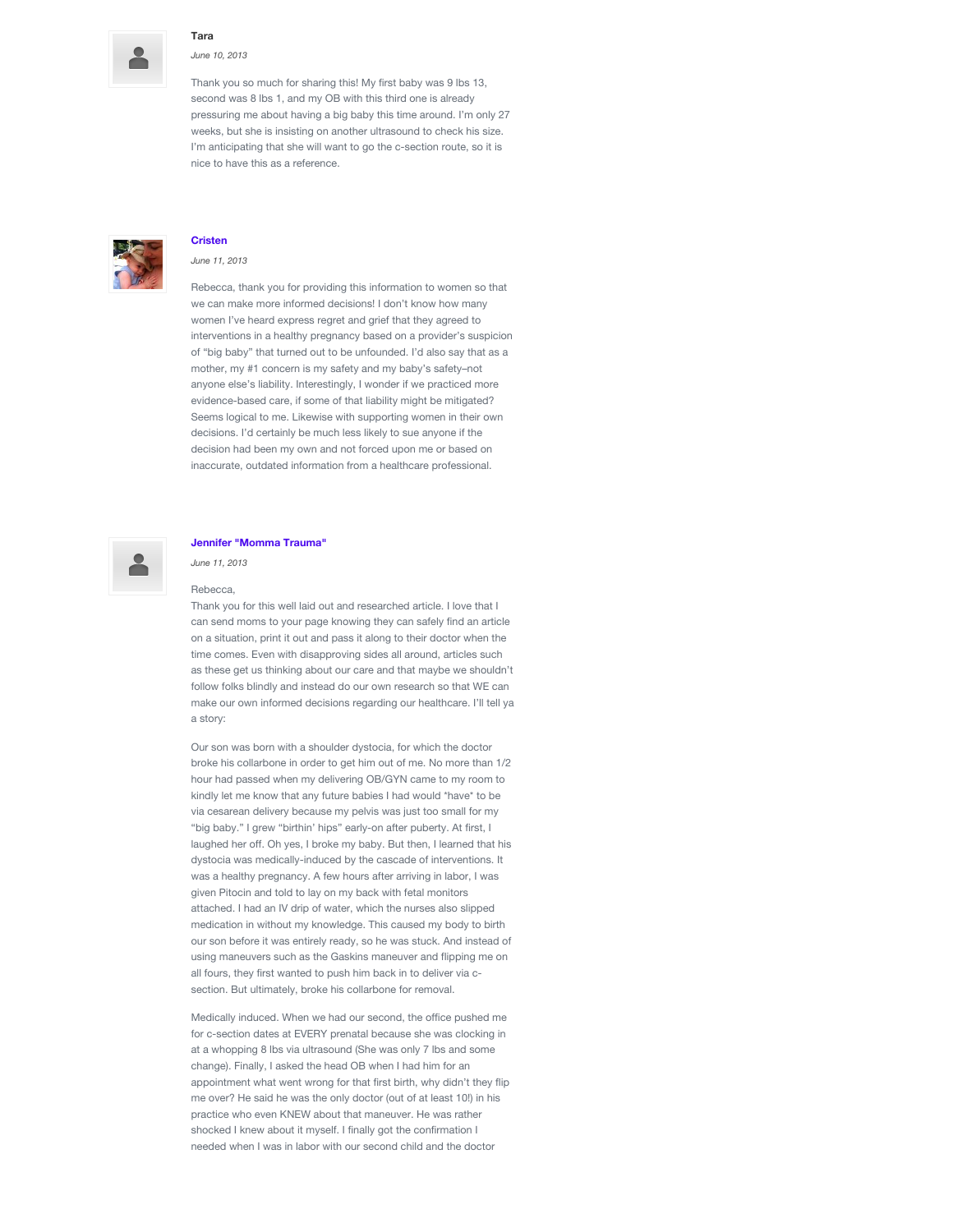**Tara**

*June 10, 2013*

Thank you so much for sharing this! My first baby was 9 lbs 13, second was 8 lbs 1, and my OB with this third one is already pressuring me about having a big baby this time around. I'm only 27 weeks, but she is insisting on another ultrasound to check his size. I'm anticipating that she will want to go the c-section route, so it is nice to have this as a reference.

**Cristen**

*June 11, 2013*

Rebecca, thank you for providing this information to women so that we can make more informed decisions! I don't know how many women I've heard express regret and grief that they agreed to interventions in a healthy pregnancy based on a provider's suspicion of "big baby" that turned out to be unfounded. I'd also say that as a mother, my #1 concern is my safety and my baby's safety–not anyone else's liability. Interestingly, I wonder if we practiced more evidence-based care, if some of that liability might be mitigated? Seems logical to me. Likewise with supporting women in their own decisions. I'd certainly be much less likely to sue anyone if the decision had been my own and not forced upon me or based on inaccurate, outdated information from a healthcare professional.

**Jennifer "Momma Trauma"**

*June 11, 2013*

Rebecca,
Thank you for this well laid out and researched article. I love that I can send moms to your page knowing they can safely find an article on a situation, print it out and pass it along to their doctor when the time comes. Even with disapproving sides all around, articles such as these get us thinking about our care and that maybe we shouldn't follow folks blindly and instead do our own research so that WE can make our own informed decisions regarding our healthcare. I'll tell ya a story:

Our son was born with a shoulder dystocia, for which the doctor broke his collarbone in order to get him out of me. No more than 1/2 hour had passed when my delivering OB/GYN came to my room to kindly let me know that any future babies I had would *have* to be via cesarean delivery because my pelvis was just too small for my "big baby." I grew "birthin' hips" early-on after puberty. At first, I laughed her off. Oh yes, I broke my baby. But then, I learned that his dystocia was medically-induced by the cascade of interventions. It was a healthy pregnancy. A few hours after arriving in labor, I was given Pitocin and told to lay on my back with fetal monitors attached. I had an IV drip of water, which the nurses also slipped medication in without my knowledge. This caused my body to birth our son before it was entirely ready, so he was stuck. And instead of using maneuvers such as the Gaskins maneuver and flipping me on all fours, they first wanted to push him back in to deliver via c-section. But ultimately, broke his collarbone for removal.

Medically induced. When we had our second, the office pushed me for c-section dates at EVERY prenatal because she was clocking in at a whopping 8 lbs via ultrasound (She was only 7 lbs and some change). Finally, I asked the head OB when I had him for an appointment what went wrong for that first birth, why didn't they flip me over? He said he was the only doctor (out of at least 10!) in his practice who even KNEW about that maneuver. He was rather shocked I knew about it myself. I finally got the confirmation I needed when I was in labor with our second child and the doctor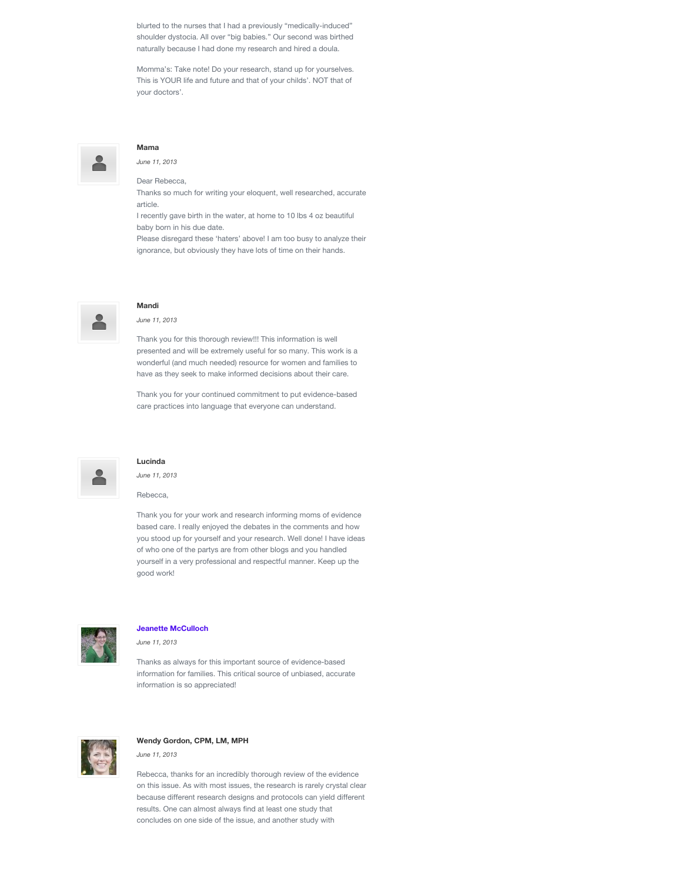blurted to the nurses that I had a previously "medically-induced" shoulder dystocia. All over "big babies." Our second was birthed naturally because I had done my research and hired a doula.

Momma's: Take note! Do your research, stand up for yourselves. This is YOUR life and future and that of your childs'. NOT that of your doctors'.

**Mama**

*June 11, 2013*

Dear Rebecca,
Thanks so much for writing your eloquent, well researched, accurate article.
I recently gave birth in the water, at home to 10 lbs 4 oz beautiful baby born in his due date.
Please disregard these 'haters' above! I am too busy to analyze their ignorance, but obviously they have lots of time on their hands.

**Mandi**

*June 11, 2013*

Thank you for this thorough review!!! This information is well presented and will be extremely useful for so many. This work is a wonderful (and much needed) resource for women and families to have as they seek to make informed decisions about their care.

Thank you for your continued commitment to put evidence-based care practices into language that everyone can understand.

**Lucinda**

*June 11, 2013*

Rebecca,

Thank you for your work and research informing moms of evidence based care. I really enjoyed the debates in the comments and how you stood up for yourself and your research. Well done! I have ideas of who one of the partys are from other blogs and you handled yourself in a very professional and respectful manner. Keep up the good work!

**Jeanette McCulloch**

*June 11, 2013*

Thanks as always for this important source of evidence-based information for families. This critical source of unbiased, accurate information is so appreciated!

**Wendy Gordon, CPM, LM, MPH**

*June 11, 2013*

Rebecca, thanks for an incredibly thorough review of the evidence on this issue. As with most issues, the research is rarely crystal clear because different research designs and protocols can yield different results. One can almost always find at least one study that concludes on one side of the issue, and another study with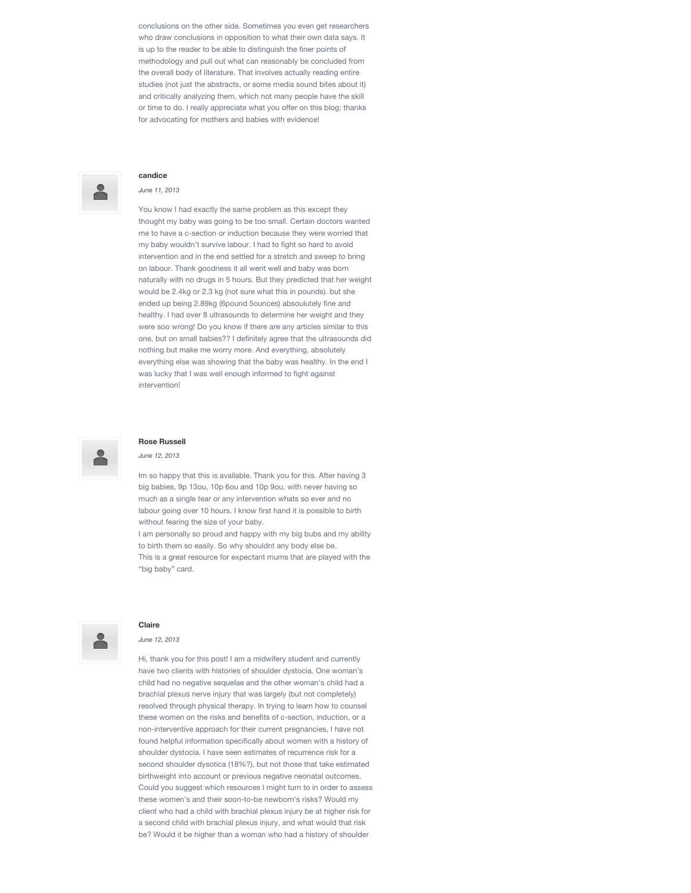conclusions on the other side. Sometimes you even get researchers who draw conclusions in opposition to what their own data says. It is up to the reader to be able to distinguish the finer points of methodology and pull out what can reasonably be concluded from the overall body of literature. That involves actually reading entire studies (not just the abstracts, or some media sound bites about it) and critically analyzing them, which not many people have the skill or time to do. I really appreciate what you offer on this blog; thanks for advocating for mothers and babies with evidence!

**candice**

*June 11, 2013*

You know I had exactly the same problem as this except they thought my baby was going to be too small. Certain doctors wanted me to have a c-section or induction because they were worried that my baby wouldn't survive labour. I had to fight so hard to avoid intervention and in the end settled for a stretch and sweep to bring on labour. Thank goodness it all went well and baby was born naturally with no drugs in 5 hours. But they predicted that her weight would be 2.4kg or 2.3 kg (not sure what this in pounds). but she ended up being 2.89kg (6pound 5ounces) absoulutely fine and healthy. I had over 8 ultrasounds to determine her weight and they were soo wrong! Do you know if there are any articles similar to this one, but on small babies?? I definitely agree that the ultrasounds did nothing but make me worry more. And everything, absolutely everything else was showing that the baby was healthy. In the end I was lucky that I was well enough informed to fight against intervention!

**Rose Russell**

*June 12, 2013*

Im so happy that this is available. Thank you for this. After having 3 big babies, 9p 13ou, 10p 6ou and 10p 9ou, with never having so much as a single tear or any intervention whats so ever and no labour going over 10 hours. I know first hand it is possible to birth without fearing the size of your baby.
I am personally so proud and happy with my big bubs and my ability to birth them so easily. So why shouldnt any body else be.
This is a great resource for expectant mums that are played with the "big baby" card.

**Claire**

*June 12, 2013*

Hi, thank you for this post! I am a midwifery student and currently have two clients with histories of shoulder dystocia. One woman's child had no negative sequelae and the other woman's child had a brachial plexus nerve injury that was largely (but not completely) resolved through physical therapy. In trying to learn how to counsel these women on the risks and benefits of c-section, induction, or a non-interventive approach for their current pregnancies, I have not found helpful information specifically about women with a history of shoulder dystocia. I have seen estimates of recurrence risk for a second shoulder dysotica (18%?), but not those that take estimated birthweight into account or previous negative neonatal outcomes. Could you suggest which resources I might turn to in order to assess these women's and their soon-to-be newborn's risks? Would my client who had a child with brachial plexus injury be at higher risk for a second child with brachial plexus injury, and what would that risk be? Would it be higher than a woman who had a history of shoulder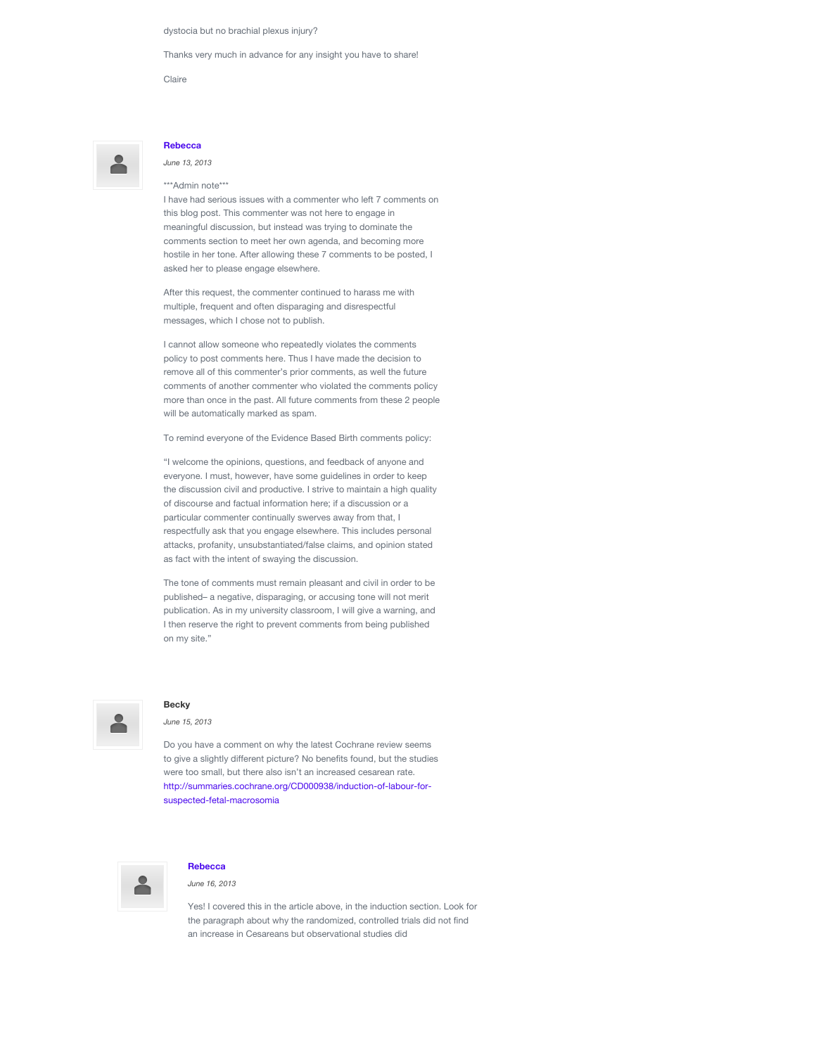dystocia but no brachial plexus injury?

Thanks very much in advance for any insight you have to share!

Claire

**Rebecca**

*June 13, 2013*

***Admin note***
I have had serious issues with a commenter who left 7 comments on this blog post. This commenter was not here to engage in meaningful discussion, but instead was trying to dominate the comments section to meet her own agenda, and becoming more hostile in her tone. After allowing these 7 comments to be posted, I asked her to please engage elsewhere.

After this request, the commenter continued to harass me with multiple, frequent and often disparaging and disrespectful messages, which I chose not to publish.

I cannot allow someone who repeatedly violates the comments policy to post comments here. Thus I have made the decision to remove all of this commenter's prior comments, as well the future comments of another commenter who violated the comments policy more than once in the past. All future comments from these 2 people will be automatically marked as spam.

To remind everyone of the Evidence Based Birth comments policy:

"I welcome the opinions, questions, and feedback of anyone and everyone. I must, however, have some guidelines in order to keep the discussion civil and productive. I strive to maintain a high quality of discourse and factual information here; if a discussion or a particular commenter continually swerves away from that, I respectfully ask that you engage elsewhere. This includes personal attacks, profanity, unsubstantiated/false claims, and opinion stated as fact with the intent of swaying the discussion.

The tone of comments must remain pleasant and civil in order to be published– a negative, disparaging, or accusing tone will not merit publication. As in my university classroom, I will give a warning, and I then reserve the right to prevent comments from being published on my site."

**Becky**

*June 15, 2013*

Do you have a comment on why the latest Cochrane review seems to give a slightly different picture? No benefits found, but the studies were too small, but there also isn't an increased cesarean rate.
http://summaries.cochrane.org/CD000938/induction-of-labour-for-suspected-fetal-macrosomia

**Rebecca**

*June 16, 2013*

Yes! I covered this in the article above, in the induction section. Look for the paragraph about why the randomized, controlled trials did not find an increase in Cesareans but observational studies did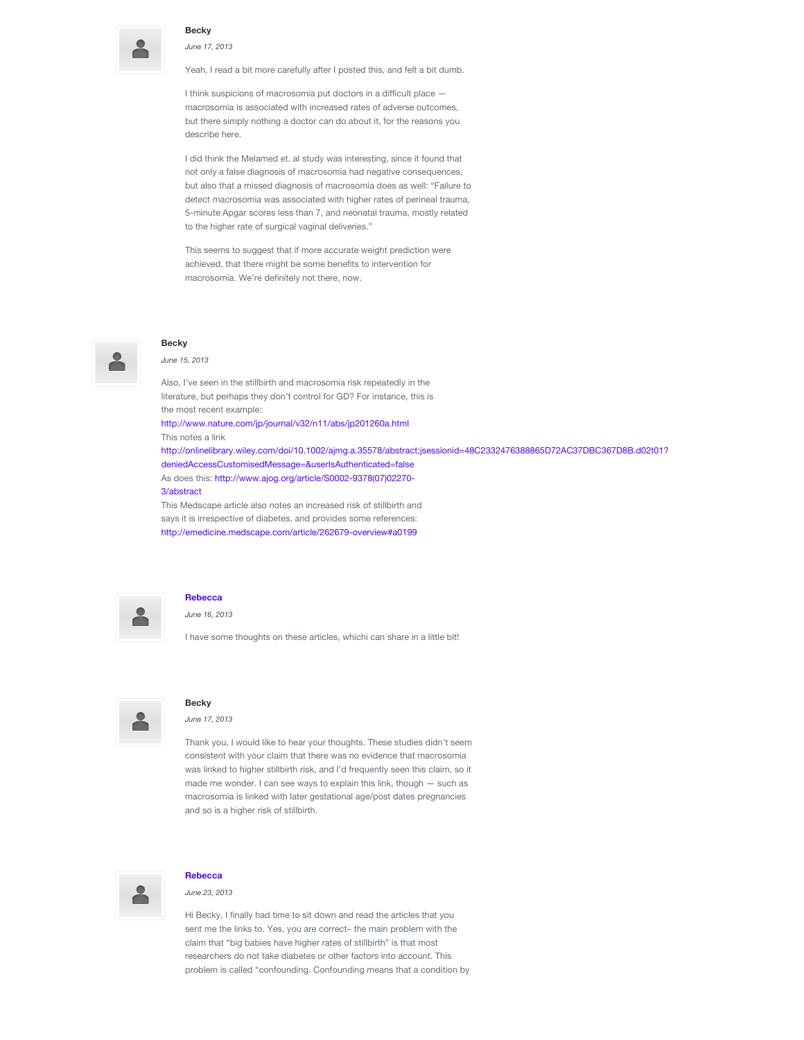**Becky**

*June 17, 2013*

Yeah, I read a bit more carefully after I posted this, and felt a bit dumb.

I think suspicions of macrosomia put doctors in a difficult place — macrosomia is associated with increased rates of adverse outcomes, but there simply nothing a doctor can do about it, for the reasons you describe here.

I did think the Melamed et. al study was interesting, since it found that not only a false diagnosis of macrosomia had negative consequences, but also that a missed diagnosis of macrosomia does as well: "Failure to detect macrosomia was associated with higher rates of perineal trauma, 5-minute Apgar scores less than 7, and neonatal trauma, mostly related to the higher rate of surgical vaginal deliveries."

This seems to suggest that if more accurate weight prediction were achieved, that there might be some benefits to intervention for macrosomia. We're definitely not there, now.

**Becky**

*June 15, 2013*

Also, I've seen in the stillbirth and macrosomia risk repeatedly in the literature, but perhaps they don't control for GD? For instance, this is the most recent example:
http://www.nature.com/jp/journal/v32/n11/abs/jp201260a.html
This notes a link
http://onlinelibrary.wiley.com/doi/10.1002/ajmg.a.35578/abstract;jsessionid=48C2332476388865D72AC37DBC367D8B.d02t01?deniedAccessCustomisedMessage=&userIsAuthenticated=false
As does this: http://www.ajog.org/article/S0002-9378(07)02270-3/abstract
This Medscape article also notes an increased risk of stillbirth and says it is irrespective of diabetes, and provides some references:
http://emedicine.medscape.com/article/262679-overview#a0199

**Rebecca**

*June 16, 2013*

I have some thoughts on these articles, whichi can share in a little bit!

**Becky**

*June 17, 2013*

Thank you, I would like to hear your thoughts. These studies didn't seem consistent with your claim that there was no evidence that macrosomia was linked to higher stillbirth risk, and I'd frequently seen this claim, so it made me wonder. I can see ways to explain this link, though — such as macrosomia is linked with later gestational age/post dates pregnancies and so is a higher risk of stillbirth.

**Rebecca**

*June 23, 2013*

Hi Becky, I finally had time to sit down and read the articles that you sent me the links to. Yes, you are correct– the main problem with the claim that "big babies have higher rates of stillbirth" is that most researchers do not take diabetes or other factors into account. This problem is called "confounding. Confounding means that a condition by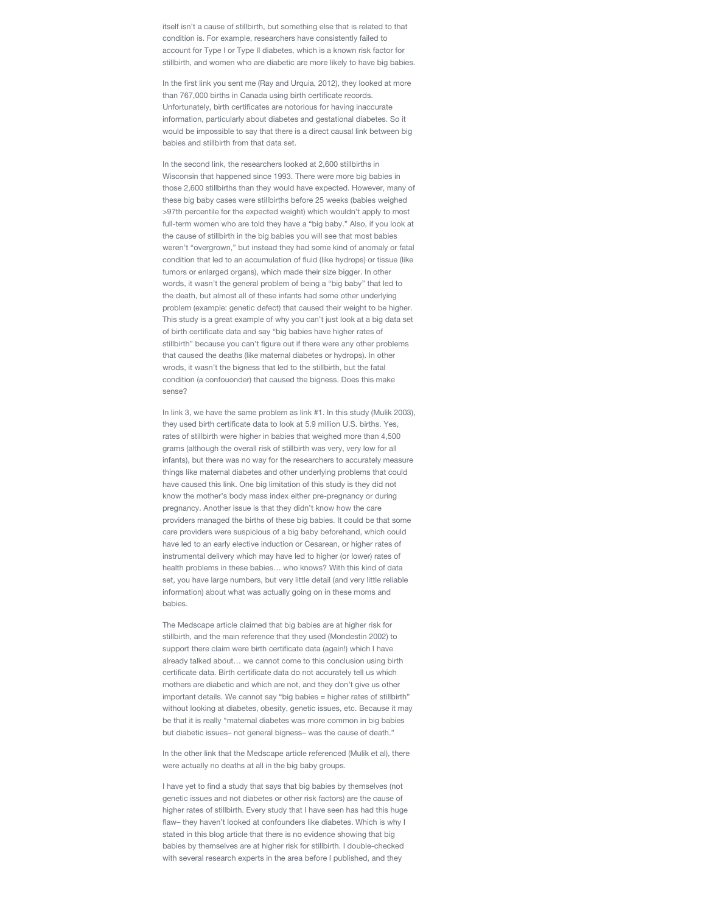itself isn't a cause of stillbirth, but something else that is related to that condition is. For example, researchers have consistently failed to account for Type I or Type II diabetes, which is a known risk factor for stillbirth, and women who are diabetic are more likely to have big babies.

In the first link you sent me (Ray and Urquia, 2012), they looked at more than 767,000 births in Canada using birth certificate records. Unfortunately, birth certificates are notorious for having inaccurate information, particularly about diabetes and gestational diabetes. So it would be impossible to say that there is a direct causal link between big babies and stillbirth from that data set.

In the second link, the researchers looked at 2,600 stillbirths in Wisconsin that happened since 1993. There were more big babies in those 2,600 stillbirths than they would have expected. However, many of these big baby cases were stillbirths before 25 weeks (babies weighed >97th percentile for the expected weight) which wouldn't apply to most full-term women who are told they have a "big baby." Also, if you look at the cause of stillbirth in the big babies you will see that most babies weren't "overgrown," but instead they had some kind of anomaly or fatal condition that led to an accumulation of fluid (like hydrops) or tissue (like tumors or enlarged organs), which made their size bigger. In other words, it wasn't the general problem of being a "big baby" that led to the death, but almost all of these infants had some other underlying problem (example: genetic defect) that caused their weight to be higher. This study is a great example of why you can't just look at a big data set of birth certificate data and say "big babies have higher rates of stillbirth" because you can't figure out if there were any other problems that caused the deaths (like maternal diabetes or hydrops). In other wrods, it wasn't the bigness that led to the stillbirth, but the fatal condition (a confouonder) that caused the bigness. Does this make sense?

In link 3, we have the same problem as link #1. In this study (Mulik 2003), they used birth certificate data to look at 5.9 million U.S. births. Yes, rates of stillbirth were higher in babies that weighed more than 4,500 grams (although the overall risk of stillbirth was very, very low for all infants), but there was no way for the researchers to accurately measure things like maternal diabetes and other underlying problems that could have caused this link. One big limitation of this study is they did not know the mother's body mass index either pre-pregnancy or during pregnancy. Another issue is that they didn't know how the care providers managed the births of these big babies. It could be that some care providers were suspicious of a big baby beforehand, which could have led to an early elective induction or Cesarean, or higher rates of instrumental delivery which may have led to higher (or lower) rates of health problems in these babies… who knows? With this kind of data set, you have large numbers, but very little detail (and very little reliable information) about what was actually going on in these moms and babies.

The Medscape article claimed that big babies are at higher risk for stillbirth, and the main reference that they used (Mondestin 2002) to support there claim were birth certificate data (again!) which I have already talked about… we cannot come to this conclusion using birth certificate data. Birth certificate data do not accurately tell us which mothers are diabetic and which are not, and they don't give us other important details. We cannot say "big babies = higher rates of stillbirth" without looking at diabetes, obesity, genetic issues, etc. Because it may be that it is really "maternal diabetes was more common in big babies but diabetic issues– not general bigness– was the cause of death."

In the other link that the Medscape article referenced (Mulik et al), there were actually no deaths at all in the big baby groups.

I have yet to find a study that says that big babies by themselves (not genetic issues and not diabetes or other risk factors) are the cause of higher rates of stillbirth. Every study that I have seen has had this huge flaw– they haven't looked at confounders like diabetes. Which is why I stated in this blog article that there is no evidence showing that big babies by themselves are at higher risk for stillbirth. I double-checked with several research experts in the area before I published, and they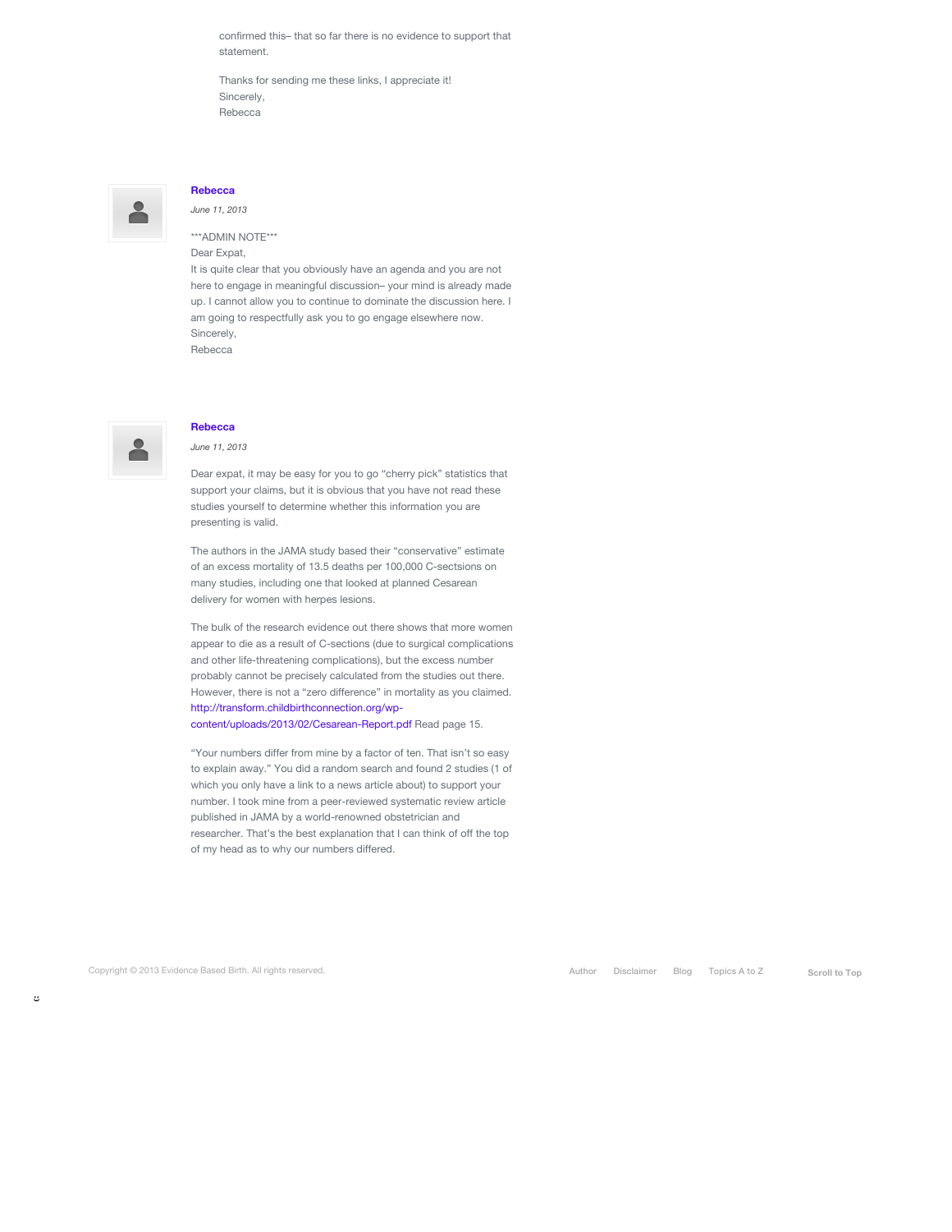confirmed this– that so far there is no evidence to support that statement.

Thanks for sending me these links, I appreciate it!
Sincerely,
Rebecca

**Rebecca**

*June 11, 2013*

***ADMIN NOTE***
Dear Expat,
It is quite clear that you obviously have an agenda and you are not here to engage in meaningful discussion– your mind is already made up. I cannot allow you to continue to dominate the discussion here. I am going to respectfully ask you to go engage elsewhere now.
Sincerely,
Rebecca

**Rebecca**

*June 11, 2013*

Dear expat, it may be easy for you to go "cherry pick" statistics that support your claims, but it is obvious that you have not read these studies yourself to determine whether this information you are presenting is valid.

The authors in the JAMA study based their "conservative" estimate of an excess mortality of 13.5 deaths per 100,000 C-sectsions on many studies, including one that looked at planned Cesarean delivery for women with herpes lesions.

The bulk of the research evidence out there shows that more women appear to die as a result of C-sections (due to surgical complications and other life-threatening complications), but the excess number probably cannot be precisely calculated from the studies out there. However, there is not a "zero difference" in mortality as you claimed. http://transform.childbirthconnection.org/wp-content/uploads/2013/02/Cesarean-Report.pdf Read page 15.

"Your numbers differ from mine by a factor of ten. That isn't so easy to explain away." You did a random search and found 2 studies (1 of which you only have a link to a news article about) to support your number. I took mine from a peer-reviewed systematic review article published in JAMA by a world-renowned obstetrician and researcher. That's the best explanation that I can think of off the top of my head as to why our numbers differed.

Copyright © 2013 Evidence Based Birth. All rights reserved.

Author Disclaimer Blog Topics A to Z Scroll to Top